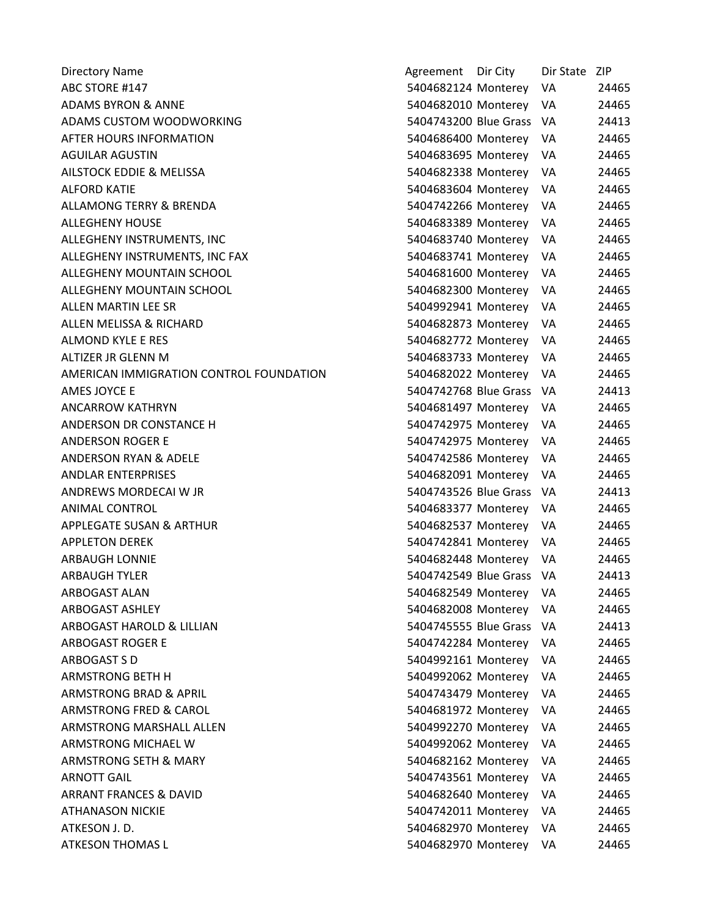| Directory Name | Agreement | Dir City | Dir State | ZIP |
| --- | --- | --- | --- | --- |
| ABC STORE #147 | 5404682124 | Monterey | VA | 24465 |
| ADAMS BYRON & ANNE | 5404682010 | Monterey | VA | 24465 |
| ADAMS CUSTOM WOODWORKING | 5404743200 | Blue Grass | VA | 24413 |
| AFTER HOURS INFORMATION | 5404686400 | Monterey | VA | 24465 |
| AGUILAR AGUSTIN | 5404683695 | Monterey | VA | 24465 |
| AILSTOCK EDDIE & MELISSA | 5404682338 | Monterey | VA | 24465 |
| ALFORD KATIE | 5404683604 | Monterey | VA | 24465 |
| ALLAMONG TERRY & BRENDA | 5404742266 | Monterey | VA | 24465 |
| ALLEGHENY HOUSE | 5404683389 | Monterey | VA | 24465 |
| ALLEGHENY INSTRUMENTS, INC | 5404683740 | Monterey | VA | 24465 |
| ALLEGHENY INSTRUMENTS, INC FAX | 5404683741 | Monterey | VA | 24465 |
| ALLEGHENY MOUNTAIN SCHOOL | 5404681600 | Monterey | VA | 24465 |
| ALLEGHENY MOUNTAIN SCHOOL | 5404682300 | Monterey | VA | 24465 |
| ALLEN MARTIN LEE SR | 5404992941 | Monterey | VA | 24465 |
| ALLEN MELISSA & RICHARD | 5404682873 | Monterey | VA | 24465 |
| ALMOND KYLE E RES | 5404682772 | Monterey | VA | 24465 |
| ALTIZER JR GLENN M | 5404683733 | Monterey | VA | 24465 |
| AMERICAN IMMIGRATION CONTROL FOUNDATION | 5404682022 | Monterey | VA | 24465 |
| AMES JOYCE E | 5404742768 | Blue Grass | VA | 24413 |
| ANCARROW KATHRYN | 5404681497 | Monterey | VA | 24465 |
| ANDERSON DR CONSTANCE H | 5404742975 | Monterey | VA | 24465 |
| ANDERSON ROGER E | 5404742975 | Monterey | VA | 24465 |
| ANDERSON RYAN & ADELE | 5404742586 | Monterey | VA | 24465 |
| ANDLAR ENTERPRISES | 5404682091 | Monterey | VA | 24465 |
| ANDREWS MORDECAI W JR | 5404743526 | Blue Grass | VA | 24413 |
| ANIMAL CONTROL | 5404683377 | Monterey | VA | 24465 |
| APPLEGATE SUSAN & ARTHUR | 5404682537 | Monterey | VA | 24465 |
| APPLETON DEREK | 5404742841 | Monterey | VA | 24465 |
| ARBAUGH LONNIE | 5404682448 | Monterey | VA | 24465 |
| ARBAUGH TYLER | 5404742549 | Blue Grass | VA | 24413 |
| ARBOGAST ALAN | 5404682549 | Monterey | VA | 24465 |
| ARBOGAST ASHLEY | 5404682008 | Monterey | VA | 24465 |
| ARBOGAST HAROLD & LILLIAN | 5404745555 | Blue Grass | VA | 24413 |
| ARBOGAST ROGER E | 5404742284 | Monterey | VA | 24465 |
| ARBOGAST S D | 5404992161 | Monterey | VA | 24465 |
| ARMSTRONG BETH H | 5404992062 | Monterey | VA | 24465 |
| ARMSTRONG BRAD & APRIL | 5404743479 | Monterey | VA | 24465 |
| ARMSTRONG FRED & CAROL | 5404681972 | Monterey | VA | 24465 |
| ARMSTRONG MARSHALL ALLEN | 5404992270 | Monterey | VA | 24465 |
| ARMSTRONG MICHAEL W | 5404992062 | Monterey | VA | 24465 |
| ARMSTRONG SETH & MARY | 5404682162 | Monterey | VA | 24465 |
| ARNOTT GAIL | 5404743561 | Monterey | VA | 24465 |
| ARRANT FRANCES & DAVID | 5404682640 | Monterey | VA | 24465 |
| ATHANASON NICKIE | 5404742011 | Monterey | VA | 24465 |
| ATKESON J. D. | 5404682970 | Monterey | VA | 24465 |
| ATKESON THOMAS L | 5404682970 | Monterey | VA | 24465 |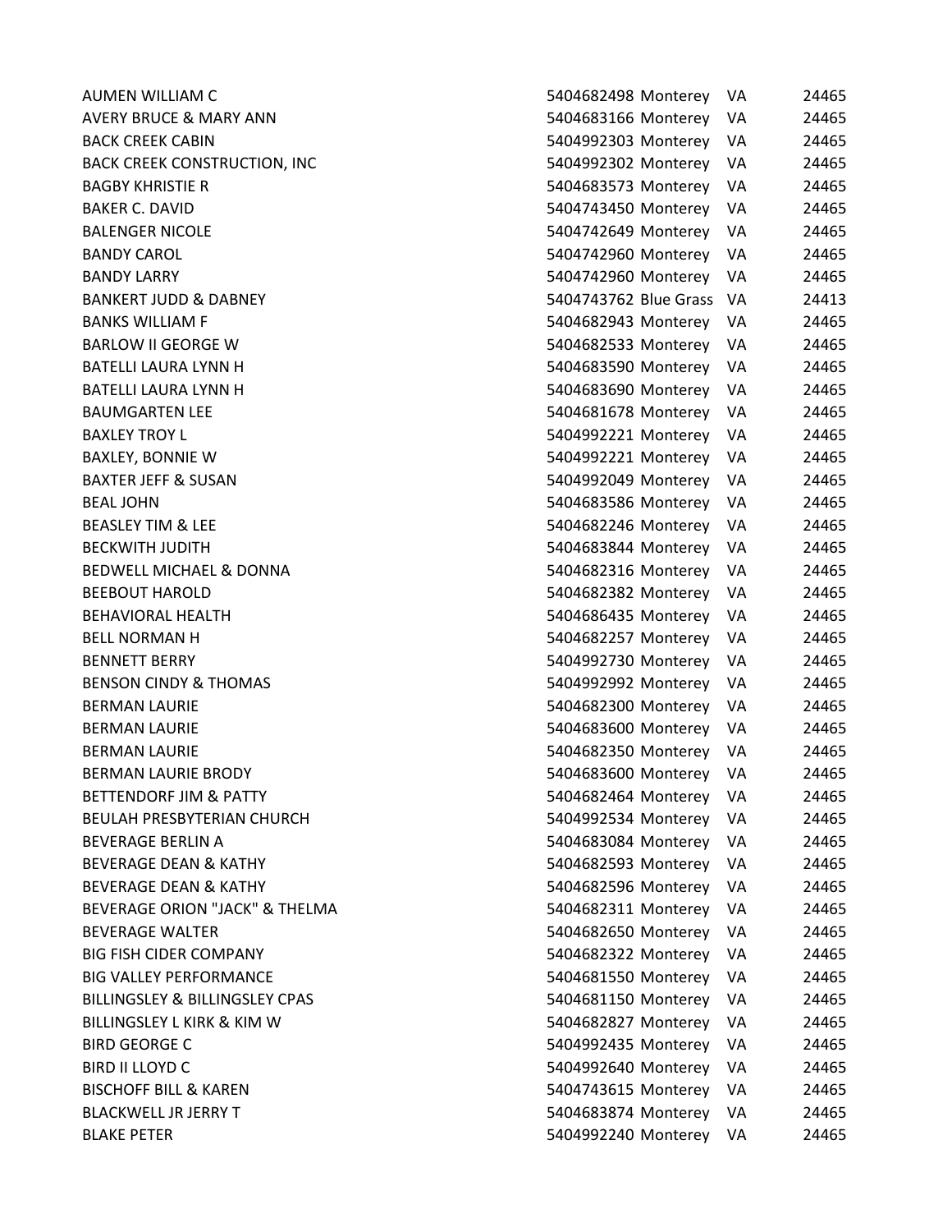| | | | | |
|---|---|---|---|---|
| AUMEN WILLIAM C | 5404682498 | Monterey | VA | 24465 |
| AVERY BRUCE & MARY ANN | 5404683166 | Monterey | VA | 24465 |
| BACK CREEK CABIN | 5404992303 | Monterey | VA | 24465 |
| BACK CREEK CONSTRUCTION, INC | 5404992302 | Monterey | VA | 24465 |
| BAGBY KHRISTIE R | 5404683573 | Monterey | VA | 24465 |
| BAKER C. DAVID | 5404743450 | Monterey | VA | 24465 |
| BALENGER NICOLE | 5404742649 | Monterey | VA | 24465 |
| BANDY CAROL | 5404742960 | Monterey | VA | 24465 |
| BANDY LARRY | 5404742960 | Monterey | VA | 24465 |
| BANKERT JUDD & DABNEY | 5404743762 | Blue Grass | VA | 24413 |
| BANKS WILLIAM F | 5404682943 | Monterey | VA | 24465 |
| BARLOW II GEORGE W | 5404682533 | Monterey | VA | 24465 |
| BATELLI LAURA LYNN H | 5404683590 | Monterey | VA | 24465 |
| BATELLI LAURA LYNN H | 5404683690 | Monterey | VA | 24465 |
| BAUMGARTEN LEE | 5404681678 | Monterey | VA | 24465 |
| BAXLEY TROY L | 5404992221 | Monterey | VA | 24465 |
| BAXLEY, BONNIE W | 5404992221 | Monterey | VA | 24465 |
| BAXTER JEFF & SUSAN | 5404992049 | Monterey | VA | 24465 |
| BEAL JOHN | 5404683586 | Monterey | VA | 24465 |
| BEASLEY TIM & LEE | 5404682246 | Monterey | VA | 24465 |
| BECKWITH JUDITH | 5404683844 | Monterey | VA | 24465 |
| BEDWELL MICHAEL & DONNA | 5404682316 | Monterey | VA | 24465 |
| BEEBOUT HAROLD | 5404682382 | Monterey | VA | 24465 |
| BEHAVIORAL HEALTH | 5404686435 | Monterey | VA | 24465 |
| BELL NORMAN H | 5404682257 | Monterey | VA | 24465 |
| BENNETT BERRY | 5404992730 | Monterey | VA | 24465 |
| BENSON CINDY & THOMAS | 5404992992 | Monterey | VA | 24465 |
| BERMAN LAURIE | 5404682300 | Monterey | VA | 24465 |
| BERMAN LAURIE | 5404683600 | Monterey | VA | 24465 |
| BERMAN LAURIE | 5404682350 | Monterey | VA | 24465 |
| BERMAN LAURIE BRODY | 5404683600 | Monterey | VA | 24465 |
| BETTENDORF JIM & PATTY | 5404682464 | Monterey | VA | 24465 |
| BEULAH PRESBYTERIAN CHURCH | 5404992534 | Monterey | VA | 24465 |
| BEVERAGE BERLIN A | 5404683084 | Monterey | VA | 24465 |
| BEVERAGE DEAN & KATHY | 5404682593 | Monterey | VA | 24465 |
| BEVERAGE DEAN & KATHY | 5404682596 | Monterey | VA | 24465 |
| BEVERAGE ORION "JACK" & THELMA | 5404682311 | Monterey | VA | 24465 |
| BEVERAGE WALTER | 5404682650 | Monterey | VA | 24465 |
| BIG FISH CIDER COMPANY | 5404682322 | Monterey | VA | 24465 |
| BIG VALLEY PERFORMANCE | 5404681550 | Monterey | VA | 24465 |
| BILLINGSLEY & BILLINGSLEY CPAS | 5404681150 | Monterey | VA | 24465 |
| BILLINGSLEY L KIRK & KIM W | 5404682827 | Monterey | VA | 24465 |
| BIRD GEORGE C | 5404992435 | Monterey | VA | 24465 |
| BIRD II LLOYD C | 5404992640 | Monterey | VA | 24465 |
| BISCHOFF BILL & KAREN | 5404743615 | Monterey | VA | 24465 |
| BLACKWELL JR JERRY T | 5404683874 | Monterey | VA | 24465 |
| BLAKE PETER | 5404992240 | Monterey | VA | 24465 |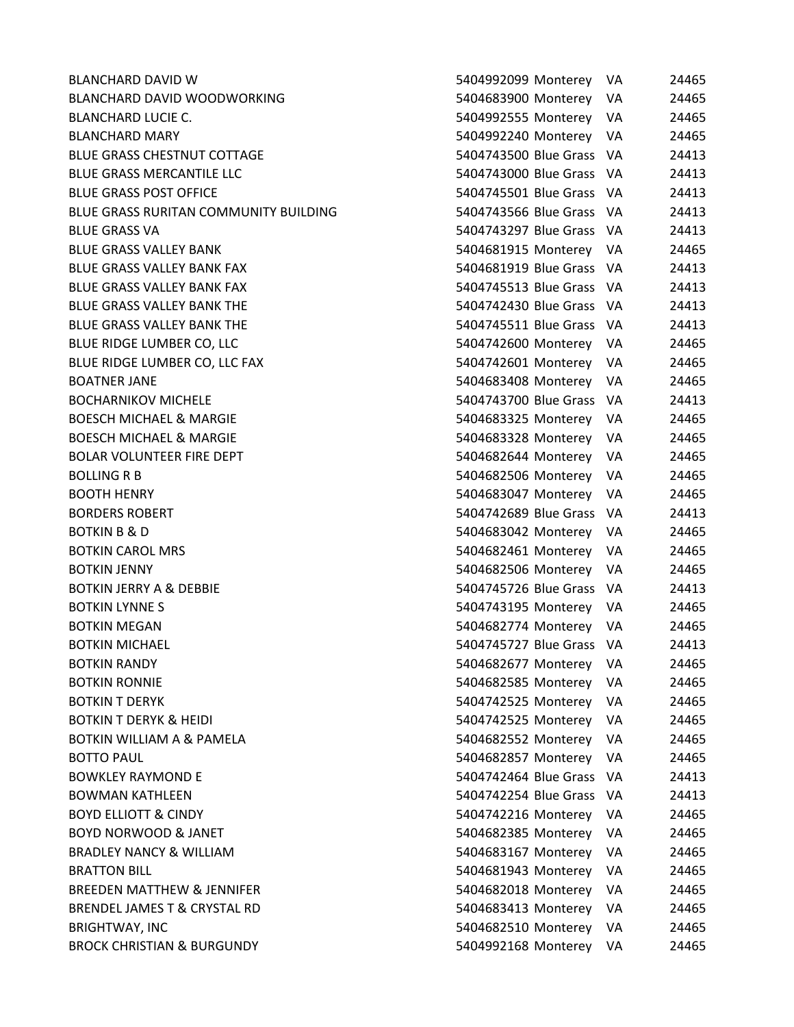| | | | | |
|---|---|---|---|---|
| BLANCHARD DAVID W | 5404992099 | Monterey | VA | 24465 |
| BLANCHARD DAVID WOODWORKING | 5404683900 | Monterey | VA | 24465 |
| BLANCHARD LUCIE C. | 5404992555 | Monterey | VA | 24465 |
| BLANCHARD MARY | 5404992240 | Monterey | VA | 24465 |
| BLUE GRASS CHESTNUT COTTAGE | 5404743500 | Blue Grass | VA | 24413 |
| BLUE GRASS MERCANTILE LLC | 5404743000 | Blue Grass | VA | 24413 |
| BLUE GRASS POST OFFICE | 5404745501 | Blue Grass | VA | 24413 |
| BLUE GRASS RURITAN COMMUNITY BUILDING | 5404743566 | Blue Grass | VA | 24413 |
| BLUE GRASS VA | 5404743297 | Blue Grass | VA | 24413 |
| BLUE GRASS VALLEY BANK | 5404681915 | Monterey | VA | 24465 |
| BLUE GRASS VALLEY BANK FAX | 5404681919 | Blue Grass | VA | 24413 |
| BLUE GRASS VALLEY BANK FAX | 5404745513 | Blue Grass | VA | 24413 |
| BLUE GRASS VALLEY BANK THE | 5404742430 | Blue Grass | VA | 24413 |
| BLUE GRASS VALLEY BANK THE | 5404745511 | Blue Grass | VA | 24413 |
| BLUE RIDGE LUMBER CO, LLC | 5404742600 | Monterey | VA | 24465 |
| BLUE RIDGE LUMBER CO, LLC FAX | 5404742601 | Monterey | VA | 24465 |
| BOATNER JANE | 5404683408 | Monterey | VA | 24465 |
| BOCHARNIKOV MICHELE | 5404743700 | Blue Grass | VA | 24413 |
| BOESCH MICHAEL & MARGIE | 5404683325 | Monterey | VA | 24465 |
| BOESCH MICHAEL & MARGIE | 5404683328 | Monterey | VA | 24465 |
| BOLAR VOLUNTEER FIRE DEPT | 5404682644 | Monterey | VA | 24465 |
| BOLLING R B | 5404682506 | Monterey | VA | 24465 |
| BOOTH HENRY | 5404683047 | Monterey | VA | 24465 |
| BORDERS ROBERT | 5404742689 | Blue Grass | VA | 24413 |
| BOTKIN B & D | 5404683042 | Monterey | VA | 24465 |
| BOTKIN CAROL MRS | 5404682461 | Monterey | VA | 24465 |
| BOTKIN JENNY | 5404682506 | Monterey | VA | 24465 |
| BOTKIN JERRY A & DEBBIE | 5404745726 | Blue Grass | VA | 24413 |
| BOTKIN LYNNE S | 5404743195 | Monterey | VA | 24465 |
| BOTKIN MEGAN | 5404682774 | Monterey | VA | 24465 |
| BOTKIN MICHAEL | 5404745727 | Blue Grass | VA | 24413 |
| BOTKIN RANDY | 5404682677 | Monterey | VA | 24465 |
| BOTKIN RONNIE | 5404682585 | Monterey | VA | 24465 |
| BOTKIN T DERYK | 5404742525 | Monterey | VA | 24465 |
| BOTKIN T DERYK & HEIDI | 5404742525 | Monterey | VA | 24465 |
| BOTKIN WILLIAM A & PAMELA | 5404682552 | Monterey | VA | 24465 |
| BOTTO PAUL | 5404682857 | Monterey | VA | 24465 |
| BOWKLEY RAYMOND E | 5404742464 | Blue Grass | VA | 24413 |
| BOWMAN KATHLEEN | 5404742254 | Blue Grass | VA | 24413 |
| BOYD ELLIOTT & CINDY | 5404742216 | Monterey | VA | 24465 |
| BOYD NORWOOD & JANET | 5404682385 | Monterey | VA | 24465 |
| BRADLEY NANCY & WILLIAM | 5404683167 | Monterey | VA | 24465 |
| BRATTON BILL | 5404681943 | Monterey | VA | 24465 |
| BREEDEN MATTHEW & JENNIFER | 5404682018 | Monterey | VA | 24465 |
| BRENDEL JAMES T & CRYSTAL RD | 5404683413 | Monterey | VA | 24465 |
| BRIGHTWAY, INC | 5404682510 | Monterey | VA | 24465 |
| BROCK CHRISTIAN & BURGUNDY | 5404992168 | Monterey | VA | 24465 |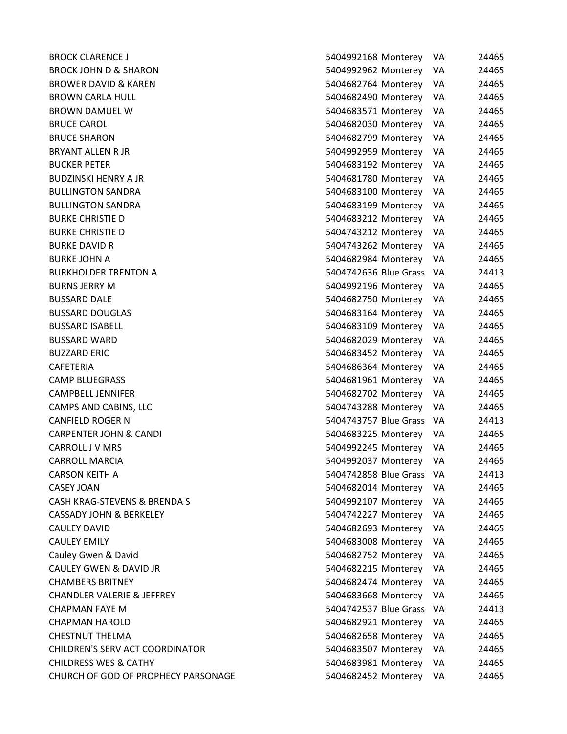| | | | | |
|---|---|---|---|---|
| BROCK CLARENCE J | 5404992168 | Monterey | VA | 24465 |
| BROCK JOHN D & SHARON | 5404992962 | Monterey | VA | 24465 |
| BROWER DAVID & KAREN | 5404682764 | Monterey | VA | 24465 |
| BROWN CARLA HULL | 5404682490 | Monterey | VA | 24465 |
| BROWN DAMUEL W | 5404683571 | Monterey | VA | 24465 |
| BRUCE CAROL | 5404682030 | Monterey | VA | 24465 |
| BRUCE SHARON | 5404682799 | Monterey | VA | 24465 |
| BRYANT ALLEN R JR | 5404992959 | Monterey | VA | 24465 |
| BUCKER PETER | 5404683192 | Monterey | VA | 24465 |
| BUDZINSKI HENRY A JR | 5404681780 | Monterey | VA | 24465 |
| BULLINGTON SANDRA | 5404683100 | Monterey | VA | 24465 |
| BULLINGTON SANDRA | 5404683199 | Monterey | VA | 24465 |
| BURKE CHRISTIE D | 5404683212 | Monterey | VA | 24465 |
| BURKE CHRISTIE D | 5404743212 | Monterey | VA | 24465 |
| BURKE DAVID R | 5404743262 | Monterey | VA | 24465 |
| BURKE JOHN A | 5404682984 | Monterey | VA | 24465 |
| BURKHOLDER TRENTON A | 5404742636 | Blue Grass | VA | 24413 |
| BURNS JERRY M | 5404992196 | Monterey | VA | 24465 |
| BUSSARD DALE | 5404682750 | Monterey | VA | 24465 |
| BUSSARD DOUGLAS | 5404683164 | Monterey | VA | 24465 |
| BUSSARD ISABELL | 5404683109 | Monterey | VA | 24465 |
| BUSSARD WARD | 5404682029 | Monterey | VA | 24465 |
| BUZZARD ERIC | 5404683452 | Monterey | VA | 24465 |
| CAFETERIA | 5404686364 | Monterey | VA | 24465 |
| CAMP BLUEGRASS | 5404681961 | Monterey | VA | 24465 |
| CAMPBELL JENNIFER | 5404682702 | Monterey | VA | 24465 |
| CAMPS AND CABINS, LLC | 5404743288 | Monterey | VA | 24465 |
| CANFIELD ROGER N | 5404743757 | Blue Grass | VA | 24413 |
| CARPENTER JOHN & CANDI | 5404683225 | Monterey | VA | 24465 |
| CARROLL J V MRS | 5404992245 | Monterey | VA | 24465 |
| CARROLL MARCIA | 5404992037 | Monterey | VA | 24465 |
| CARSON KEITH A | 5404742858 | Blue Grass | VA | 24413 |
| CASEY JOAN | 5404682014 | Monterey | VA | 24465 |
| CASH KRAG-STEVENS & BRENDA S | 5404992107 | Monterey | VA | 24465 |
| CASSADY JOHN & BERKELEY | 5404742227 | Monterey | VA | 24465 |
| CAULEY DAVID | 5404682693 | Monterey | VA | 24465 |
| CAULEY EMILY | 5404683008 | Monterey | VA | 24465 |
| Cauley Gwen & David | 5404682752 | Monterey | VA | 24465 |
| CAULEY GWEN & DAVID JR | 5404682215 | Monterey | VA | 24465 |
| CHAMBERS BRITNEY | 5404682474 | Monterey | VA | 24465 |
| CHANDLER VALERIE & JEFFREY | 5404683668 | Monterey | VA | 24465 |
| CHAPMAN FAYE M | 5404742537 | Blue Grass | VA | 24413 |
| CHAPMAN HAROLD | 5404682921 | Monterey | VA | 24465 |
| CHESTNUT THELMA | 5404682658 | Monterey | VA | 24465 |
| CHILDREN'S SERV ACT COORDINATOR | 5404683507 | Monterey | VA | 24465 |
| CHILDRESS WES & CATHY | 5404683981 | Monterey | VA | 24465 |
| CHURCH OF GOD OF PROPHECY PARSONAGE | 5404682452 | Monterey | VA | 24465 |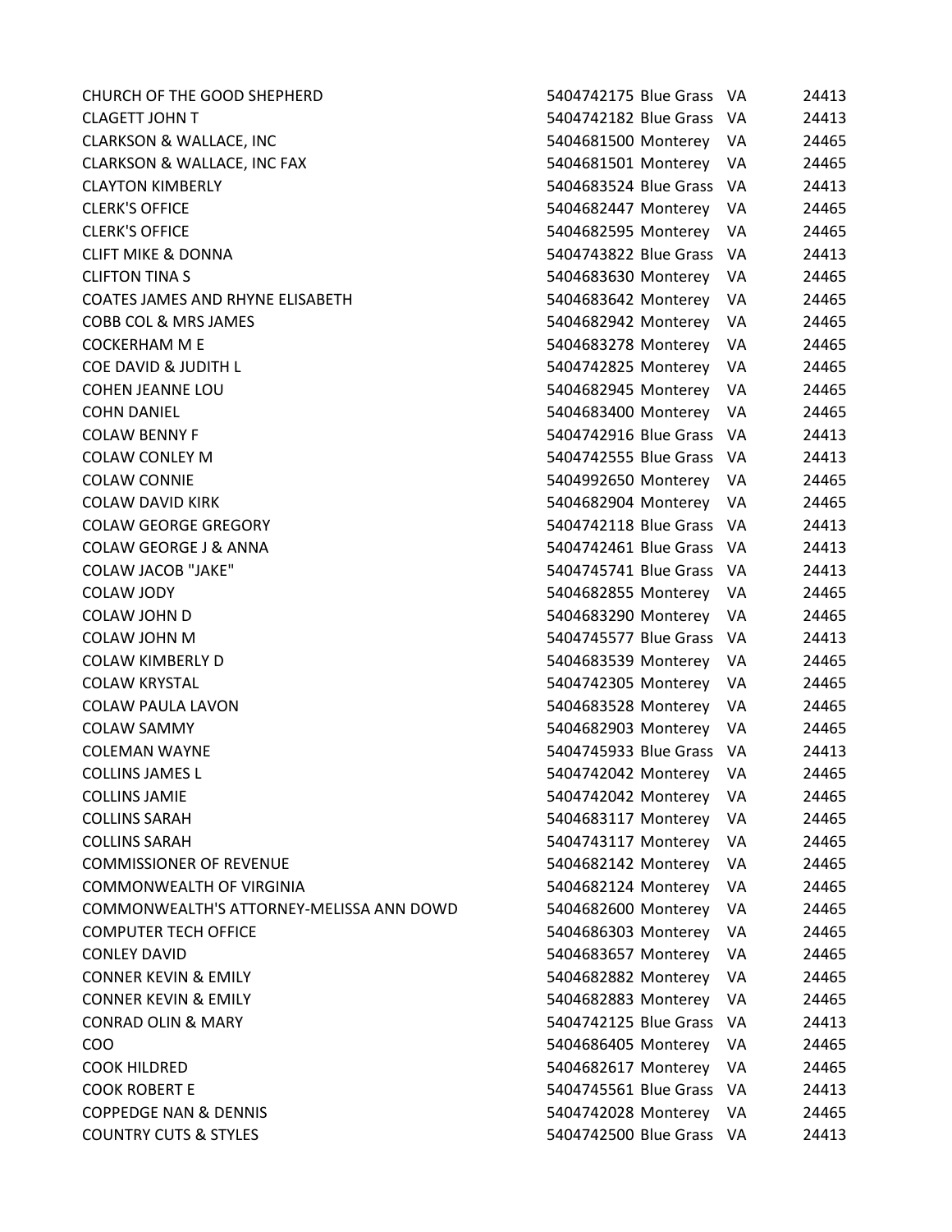| | | | | |
|---|---|---|---|---|
| CHURCH OF THE GOOD SHEPHERD | 5404742175 | Blue Grass | VA | 24413 |
| CLAGETT JOHN T | 5404742182 | Blue Grass | VA | 24413 |
| CLARKSON & WALLACE, INC | 5404681500 | Monterey | VA | 24465 |
| CLARKSON & WALLACE, INC FAX | 5404681501 | Monterey | VA | 24465 |
| CLAYTON KIMBERLY | 5404683524 | Blue Grass | VA | 24413 |
| CLERK'S OFFICE | 5404682447 | Monterey | VA | 24465 |
| CLERK'S OFFICE | 5404682595 | Monterey | VA | 24465 |
| CLIFT MIKE & DONNA | 5404743822 | Blue Grass | VA | 24413 |
| CLIFTON TINA S | 5404683630 | Monterey | VA | 24465 |
| COATES JAMES AND RHYNE ELISABETH | 5404683642 | Monterey | VA | 24465 |
| COBB COL & MRS JAMES | 5404682942 | Monterey | VA | 24465 |
| COCKERHAM M E | 5404683278 | Monterey | VA | 24465 |
| COE DAVID & JUDITH L | 5404742825 | Monterey | VA | 24465 |
| COHEN JEANNE LOU | 5404682945 | Monterey | VA | 24465 |
| COHN DANIEL | 5404683400 | Monterey | VA | 24465 |
| COLAW BENNY F | 5404742916 | Blue Grass | VA | 24413 |
| COLAW CONLEY M | 5404742555 | Blue Grass | VA | 24413 |
| COLAW CONNIE | 5404992650 | Monterey | VA | 24465 |
| COLAW DAVID KIRK | 5404682904 | Monterey | VA | 24465 |
| COLAW GEORGE GREGORY | 5404742118 | Blue Grass | VA | 24413 |
| COLAW GEORGE J & ANNA | 5404742461 | Blue Grass | VA | 24413 |
| COLAW JACOB "JAKE" | 5404745741 | Blue Grass | VA | 24413 |
| COLAW JODY | 5404682855 | Monterey | VA | 24465 |
| COLAW JOHN D | 5404683290 | Monterey | VA | 24465 |
| COLAW JOHN M | 5404745577 | Blue Grass | VA | 24413 |
| COLAW KIMBERLY D | 5404683539 | Monterey | VA | 24465 |
| COLAW KRYSTAL | 5404742305 | Monterey | VA | 24465 |
| COLAW PAULA LAVON | 5404683528 | Monterey | VA | 24465 |
| COLAW SAMMY | 5404682903 | Monterey | VA | 24465 |
| COLEMAN WAYNE | 5404745933 | Blue Grass | VA | 24413 |
| COLLINS JAMES L | 5404742042 | Monterey | VA | 24465 |
| COLLINS JAMIE | 5404742042 | Monterey | VA | 24465 |
| COLLINS SARAH | 5404683117 | Monterey | VA | 24465 |
| COLLINS SARAH | 5404743117 | Monterey | VA | 24465 |
| COMMISSIONER OF REVENUE | 5404682142 | Monterey | VA | 24465 |
| COMMONWEALTH OF VIRGINIA | 5404682124 | Monterey | VA | 24465 |
| COMMONWEALTH'S ATTORNEY-MELISSA ANN DOWD | 5404682600 | Monterey | VA | 24465 |
| COMPUTER TECH OFFICE | 5404686303 | Monterey | VA | 24465 |
| CONLEY DAVID | 5404683657 | Monterey | VA | 24465 |
| CONNER KEVIN & EMILY | 5404682882 | Monterey | VA | 24465 |
| CONNER KEVIN & EMILY | 5404682883 | Monterey | VA | 24465 |
| CONRAD OLIN & MARY | 5404742125 | Blue Grass | VA | 24413 |
| COO | 5404686405 | Monterey | VA | 24465 |
| COOK HILDRED | 5404682617 | Monterey | VA | 24465 |
| COOK ROBERT E | 5404745561 | Blue Grass | VA | 24413 |
| COPPEDGE NAN & DENNIS | 5404742028 | Monterey | VA | 24465 |
| COUNTRY CUTS & STYLES | 5404742500 | Blue Grass | VA | 24413 |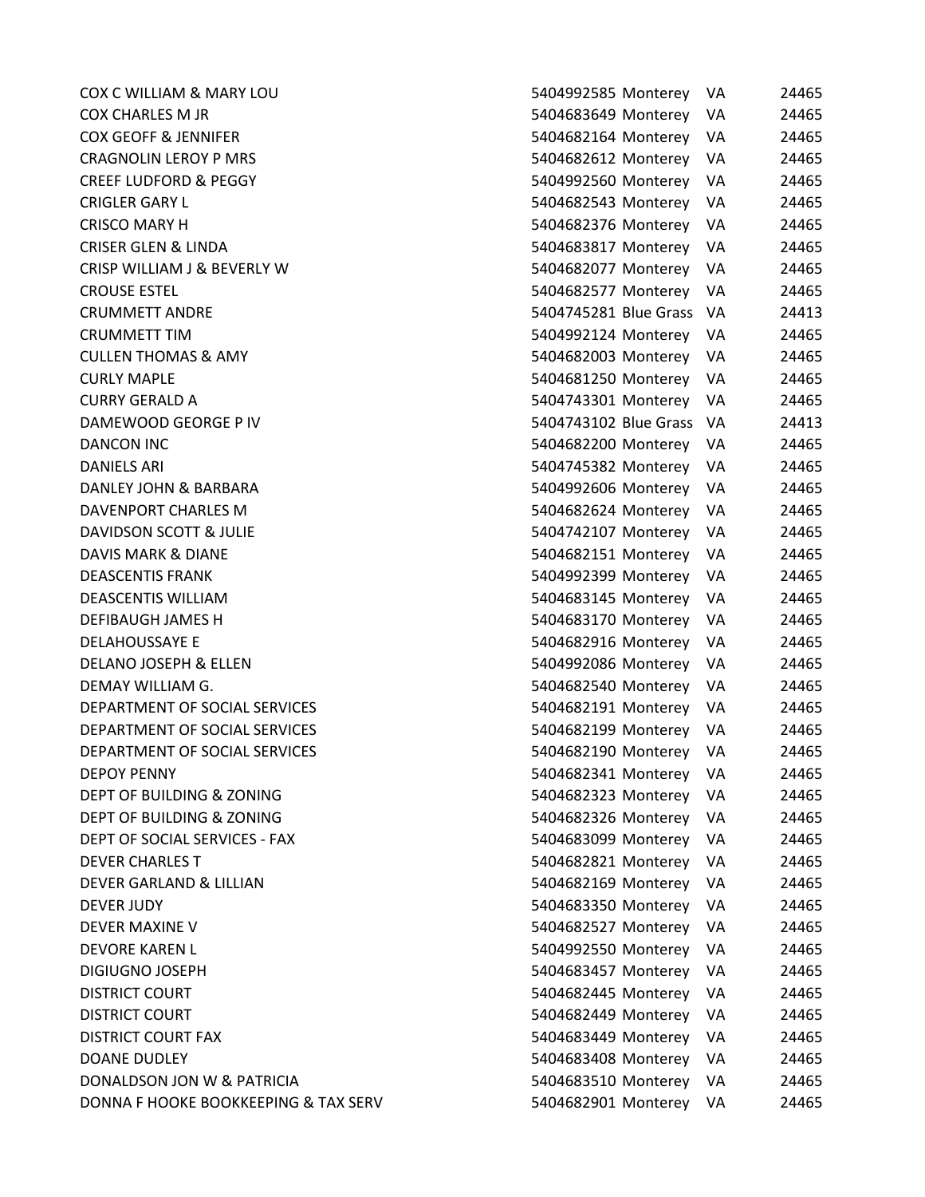| | | | | |
|---|---|---|---|---|
| COX C WILLIAM & MARY LOU | 5404992585 | Monterey | VA | 24465 |
| COX CHARLES M JR | 5404683649 | Monterey | VA | 24465 |
| COX GEOFF & JENNIFER | 5404682164 | Monterey | VA | 24465 |
| CRAGNOLIN LEROY P MRS | 5404682612 | Monterey | VA | 24465 |
| CREEF LUDFORD & PEGGY | 5404992560 | Monterey | VA | 24465 |
| CRIGLER GARY L | 5404682543 | Monterey | VA | 24465 |
| CRISCO MARY H | 5404682376 | Monterey | VA | 24465 |
| CRISER GLEN & LINDA | 5404683817 | Monterey | VA | 24465 |
| CRISP WILLIAM J & BEVERLY W | 5404682077 | Monterey | VA | 24465 |
| CROUSE ESTEL | 5404682577 | Monterey | VA | 24465 |
| CRUMMETT ANDRE | 5404745281 | Blue Grass | VA | 24413 |
| CRUMMETT TIM | 5404992124 | Monterey | VA | 24465 |
| CULLEN THOMAS & AMY | 5404682003 | Monterey | VA | 24465 |
| CURLY MAPLE | 5404681250 | Monterey | VA | 24465 |
| CURRY GERALD A | 5404743301 | Monterey | VA | 24465 |
| DAMEWOOD GEORGE P IV | 5404743102 | Blue Grass | VA | 24413 |
| DANCON INC | 5404682200 | Monterey | VA | 24465 |
| DANIELS ARI | 5404745382 | Monterey | VA | 24465 |
| DANLEY JOHN & BARBARA | 5404992606 | Monterey | VA | 24465 |
| DAVENPORT CHARLES M | 5404682624 | Monterey | VA | 24465 |
| DAVIDSON SCOTT & JULIE | 5404742107 | Monterey | VA | 24465 |
| DAVIS MARK & DIANE | 5404682151 | Monterey | VA | 24465 |
| DEASCENTIS FRANK | 5404992399 | Monterey | VA | 24465 |
| DEASCENTIS WILLIAM | 5404683145 | Monterey | VA | 24465 |
| DEFIBAUGH JAMES H | 5404683170 | Monterey | VA | 24465 |
| DELAHOUSSAYE E | 5404682916 | Monterey | VA | 24465 |
| DELANO JOSEPH & ELLEN | 5404992086 | Monterey | VA | 24465 |
| DEMAY WILLIAM G. | 5404682540 | Monterey | VA | 24465 |
| DEPARTMENT OF SOCIAL SERVICES | 5404682191 | Monterey | VA | 24465 |
| DEPARTMENT OF SOCIAL SERVICES | 5404682199 | Monterey | VA | 24465 |
| DEPARTMENT OF SOCIAL SERVICES | 5404682190 | Monterey | VA | 24465 |
| DEPOY PENNY | 5404682341 | Monterey | VA | 24465 |
| DEPT OF BUILDING & ZONING | 5404682323 | Monterey | VA | 24465 |
| DEPT OF BUILDING & ZONING | 5404682326 | Monterey | VA | 24465 |
| DEPT OF SOCIAL SERVICES - FAX | 5404683099 | Monterey | VA | 24465 |
| DEVER CHARLES T | 5404682821 | Monterey | VA | 24465 |
| DEVER GARLAND & LILLIAN | 5404682169 | Monterey | VA | 24465 |
| DEVER JUDY | 5404683350 | Monterey | VA | 24465 |
| DEVER MAXINE V | 5404682527 | Monterey | VA | 24465 |
| DEVORE KAREN L | 5404992550 | Monterey | VA | 24465 |
| DIGIUGNO JOSEPH | 5404683457 | Monterey | VA | 24465 |
| DISTRICT COURT | 5404682445 | Monterey | VA | 24465 |
| DISTRICT COURT | 5404682449 | Monterey | VA | 24465 |
| DISTRICT COURT FAX | 5404683449 | Monterey | VA | 24465 |
| DOANE DUDLEY | 5404683408 | Monterey | VA | 24465 |
| DONALDSON JON W & PATRICIA | 5404683510 | Monterey | VA | 24465 |
| DONNA F HOOKE BOOKKEEPING & TAX SERV | 5404682901 | Monterey | VA | 24465 |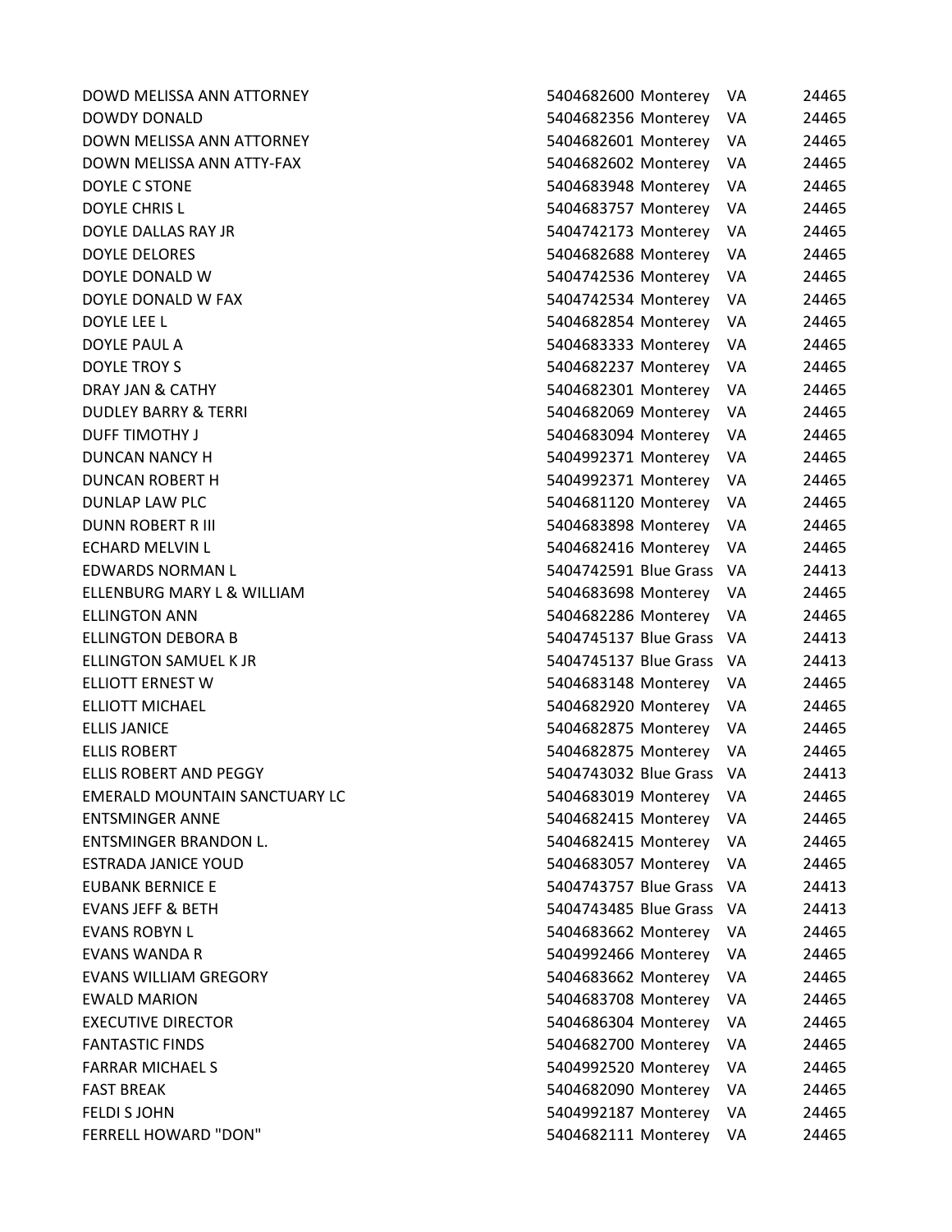| | | | | |
|---|---|---|---|---|
| DOWD MELISSA ANN ATTORNEY | 5404682600 | Monterey | VA | 24465 |
| DOWDY DONALD | 5404682356 | Monterey | VA | 24465 |
| DOWN MELISSA ANN ATTORNEY | 5404682601 | Monterey | VA | 24465 |
| DOWN MELISSA ANN ATTY-FAX | 5404682602 | Monterey | VA | 24465 |
| DOYLE C STONE | 5404683948 | Monterey | VA | 24465 |
| DOYLE CHRIS L | 5404683757 | Monterey | VA | 24465 |
| DOYLE DALLAS RAY JR | 5404742173 | Monterey | VA | 24465 |
| DOYLE DELORES | 5404682688 | Monterey | VA | 24465 |
| DOYLE DONALD W | 5404742536 | Monterey | VA | 24465 |
| DOYLE DONALD W FAX | 5404742534 | Monterey | VA | 24465 |
| DOYLE LEE L | 5404682854 | Monterey | VA | 24465 |
| DOYLE PAUL A | 5404683333 | Monterey | VA | 24465 |
| DOYLE TROY S | 5404682237 | Monterey | VA | 24465 |
| DRAY JAN & CATHY | 5404682301 | Monterey | VA | 24465 |
| DUDLEY BARRY & TERRI | 5404682069 | Monterey | VA | 24465 |
| DUFF TIMOTHY J | 5404683094 | Monterey | VA | 24465 |
| DUNCAN NANCY H | 5404992371 | Monterey | VA | 24465 |
| DUNCAN ROBERT H | 5404992371 | Monterey | VA | 24465 |
| DUNLAP LAW PLC | 5404681120 | Monterey | VA | 24465 |
| DUNN ROBERT R III | 5404683898 | Monterey | VA | 24465 |
| ECHARD MELVIN L | 5404682416 | Monterey | VA | 24465 |
| EDWARDS NORMAN L | 5404742591 | Blue Grass | VA | 24413 |
| ELLENBURG MARY L & WILLIAM | 5404683698 | Monterey | VA | 24465 |
| ELLINGTON ANN | 5404682286 | Monterey | VA | 24465 |
| ELLINGTON DEBORA B | 5404745137 | Blue Grass | VA | 24413 |
| ELLINGTON SAMUEL K JR | 5404745137 | Blue Grass | VA | 24413 |
| ELLIOTT ERNEST W | 5404683148 | Monterey | VA | 24465 |
| ELLIOTT MICHAEL | 5404682920 | Monterey | VA | 24465 |
| ELLIS JANICE | 5404682875 | Monterey | VA | 24465 |
| ELLIS ROBERT | 5404682875 | Monterey | VA | 24465 |
| ELLIS ROBERT AND PEGGY | 5404743032 | Blue Grass | VA | 24413 |
| EMERALD MOUNTAIN SANCTUARY LC | 5404683019 | Monterey | VA | 24465 |
| ENTSMINGER ANNE | 5404682415 | Monterey | VA | 24465 |
| ENTSMINGER BRANDON L. | 5404682415 | Monterey | VA | 24465 |
| ESTRADA JANICE YOUD | 5404683057 | Monterey | VA | 24465 |
| EUBANK BERNICE E | 5404743757 | Blue Grass | VA | 24413 |
| EVANS JEFF & BETH | 5404743485 | Blue Grass | VA | 24413 |
| EVANS ROBYN L | 5404683662 | Monterey | VA | 24465 |
| EVANS WANDA R | 5404992466 | Monterey | VA | 24465 |
| EVANS WILLIAM GREGORY | 5404683662 | Monterey | VA | 24465 |
| EWALD MARION | 5404683708 | Monterey | VA | 24465 |
| EXECUTIVE DIRECTOR | 5404686304 | Monterey | VA | 24465 |
| FANTASTIC FINDS | 5404682700 | Monterey | VA | 24465 |
| FARRAR MICHAEL S | 5404992520 | Monterey | VA | 24465 |
| FAST BREAK | 5404682090 | Monterey | VA | 24465 |
| FELDI S JOHN | 5404992187 | Monterey | VA | 24465 |
| FERRELL HOWARD "DON" | 5404682111 | Monterey | VA | 24465 |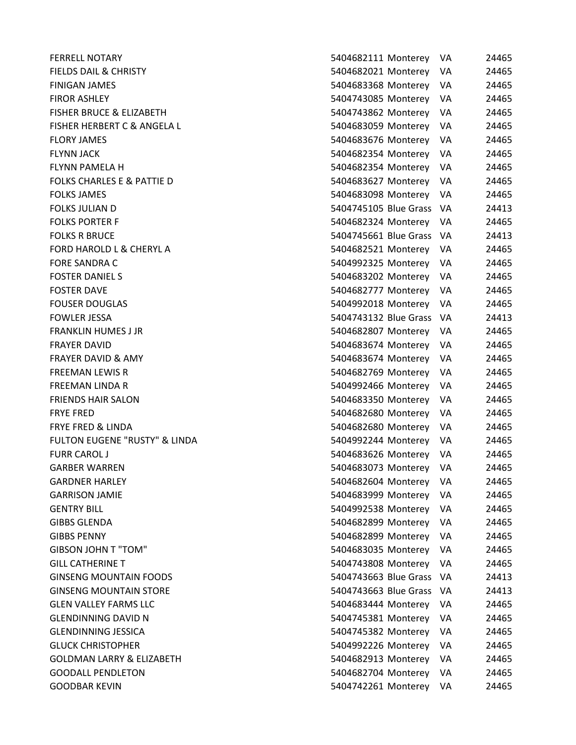| | | | | |
|---|---|---|---|---|
| FERRELL NOTARY | 5404682111 | Monterey | VA | 24465 |
| FIELDS DAIL & CHRISTY | 5404682021 | Monterey | VA | 24465 |
| FINIGAN JAMES | 5404683368 | Monterey | VA | 24465 |
| FIROR ASHLEY | 5404743085 | Monterey | VA | 24465 |
| FISHER BRUCE & ELIZABETH | 5404743862 | Monterey | VA | 24465 |
| FISHER HERBERT C & ANGELA L | 5404683059 | Monterey | VA | 24465 |
| FLORY JAMES | 5404683676 | Monterey | VA | 24465 |
| FLYNN JACK | 5404682354 | Monterey | VA | 24465 |
| FLYNN PAMELA H | 5404682354 | Monterey | VA | 24465 |
| FOLKS CHARLES E & PATTIE D | 5404683627 | Monterey | VA | 24465 |
| FOLKS JAMES | 5404683098 | Monterey | VA | 24465 |
| FOLKS JULIAN D | 5404745105 | Blue Grass | VA | 24413 |
| FOLKS PORTER F | 5404682324 | Monterey | VA | 24465 |
| FOLKS R BRUCE | 5404745661 | Blue Grass | VA | 24413 |
| FORD HAROLD L & CHERYL A | 5404682521 | Monterey | VA | 24465 |
| FORE SANDRA C | 5404992325 | Monterey | VA | 24465 |
| FOSTER DANIEL S | 5404683202 | Monterey | VA | 24465 |
| FOSTER DAVE | 5404682777 | Monterey | VA | 24465 |
| FOUSER DOUGLAS | 5404992018 | Monterey | VA | 24465 |
| FOWLER JESSA | 5404743132 | Blue Grass | VA | 24413 |
| FRANKLIN HUMES J JR | 5404682807 | Monterey | VA | 24465 |
| FRAYER DAVID | 5404683674 | Monterey | VA | 24465 |
| FRAYER DAVID & AMY | 5404683674 | Monterey | VA | 24465 |
| FREEMAN LEWIS R | 5404682769 | Monterey | VA | 24465 |
| FREEMAN LINDA R | 5404992466 | Monterey | VA | 24465 |
| FRIENDS HAIR SALON | 5404683350 | Monterey | VA | 24465 |
| FRYE FRED | 5404682680 | Monterey | VA | 24465 |
| FRYE FRED & LINDA | 5404682680 | Monterey | VA | 24465 |
| FULTON EUGENE "RUSTY" & LINDA | 5404992244 | Monterey | VA | 24465 |
| FURR CAROL J | 5404683626 | Monterey | VA | 24465 |
| GARBER WARREN | 5404683073 | Monterey | VA | 24465 |
| GARDNER HARLEY | 5404682604 | Monterey | VA | 24465 |
| GARRISON JAMIE | 5404683999 | Monterey | VA | 24465 |
| GENTRY BILL | 5404992538 | Monterey | VA | 24465 |
| GIBBS GLENDA | 5404682899 | Monterey | VA | 24465 |
| GIBBS PENNY | 5404682899 | Monterey | VA | 24465 |
| GIBSON JOHN T "TOM" | 5404683035 | Monterey | VA | 24465 |
| GILL CATHERINE T | 5404743808 | Monterey | VA | 24465 |
| GINSENG MOUNTAIN FOODS | 5404743663 | Blue Grass | VA | 24413 |
| GINSENG MOUNTAIN STORE | 5404743663 | Blue Grass | VA | 24413 |
| GLEN VALLEY FARMS LLC | 5404683444 | Monterey | VA | 24465 |
| GLENDINNING DAVID N | 5404745381 | Monterey | VA | 24465 |
| GLENDINNING JESSICA | 5404745382 | Monterey | VA | 24465 |
| GLUCK CHRISTOPHER | 5404992226 | Monterey | VA | 24465 |
| GOLDMAN LARRY & ELIZABETH | 5404682913 | Monterey | VA | 24465 |
| GOODALL PENDLETON | 5404682704 | Monterey | VA | 24465 |
| GOODBAR KEVIN | 5404742261 | Monterey | VA | 24465 |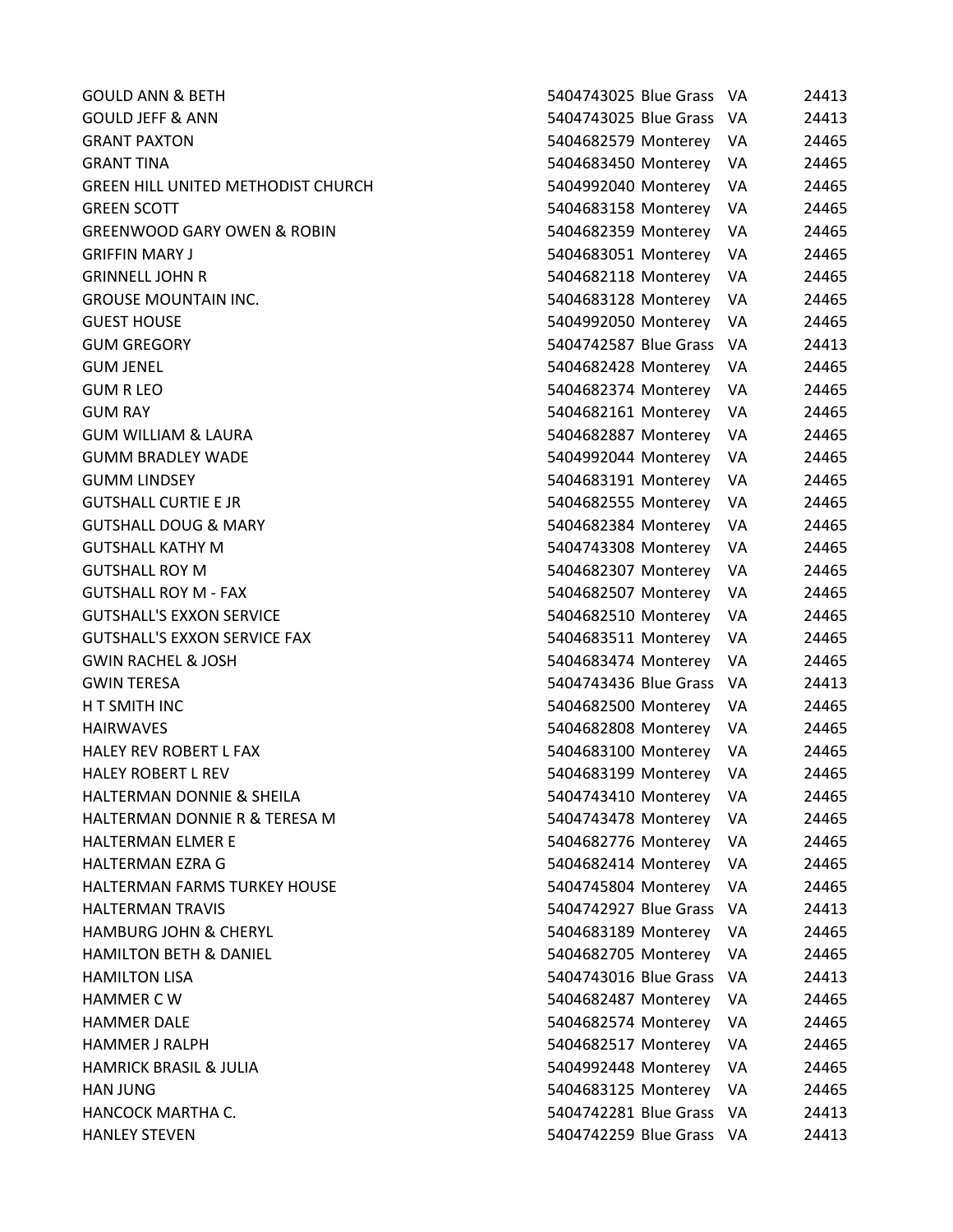| | | | | |
|---|---|---|---|---|
| GOULD ANN & BETH | 5404743025 | Blue Grass | VA | 24413 |
| GOULD JEFF & ANN | 5404743025 | Blue Grass | VA | 24413 |
| GRANT PAXTON | 5404682579 | Monterey | VA | 24465 |
| GRANT TINA | 5404683450 | Monterey | VA | 24465 |
| GREEN HILL UNITED METHODIST CHURCH | 5404992040 | Monterey | VA | 24465 |
| GREEN SCOTT | 5404683158 | Monterey | VA | 24465 |
| GREENWOOD GARY OWEN & ROBIN | 5404682359 | Monterey | VA | 24465 |
| GRIFFIN MARY J | 5404683051 | Monterey | VA | 24465 |
| GRINNELL JOHN R | 5404682118 | Monterey | VA | 24465 |
| GROUSE MOUNTAIN INC. | 5404683128 | Monterey | VA | 24465 |
| GUEST HOUSE | 5404992050 | Monterey | VA | 24465 |
| GUM GREGORY | 5404742587 | Blue Grass | VA | 24413 |
| GUM JENEL | 5404682428 | Monterey | VA | 24465 |
| GUM R LEO | 5404682374 | Monterey | VA | 24465 |
| GUM RAY | 5404682161 | Monterey | VA | 24465 |
| GUM WILLIAM & LAURA | 5404682887 | Monterey | VA | 24465 |
| GUMM BRADLEY WADE | 5404992044 | Monterey | VA | 24465 |
| GUMM LINDSEY | 5404683191 | Monterey | VA | 24465 |
| GUTSHALL CURTIE E JR | 5404682555 | Monterey | VA | 24465 |
| GUTSHALL DOUG & MARY | 5404682384 | Monterey | VA | 24465 |
| GUTSHALL KATHY M | 5404743308 | Monterey | VA | 24465 |
| GUTSHALL ROY M | 5404682307 | Monterey | VA | 24465 |
| GUTSHALL ROY M - FAX | 5404682507 | Monterey | VA | 24465 |
| GUTSHALL'S EXXON SERVICE | 5404682510 | Monterey | VA | 24465 |
| GUTSHALL'S EXXON SERVICE FAX | 5404683511 | Monterey | VA | 24465 |
| GWIN RACHEL & JOSH | 5404683474 | Monterey | VA | 24465 |
| GWIN TERESA | 5404743436 | Blue Grass | VA | 24413 |
| H T SMITH INC | 5404682500 | Monterey | VA | 24465 |
| HAIRWAVES | 5404682808 | Monterey | VA | 24465 |
| HALEY REV ROBERT L FAX | 5404683100 | Monterey | VA | 24465 |
| HALEY ROBERT L REV | 5404683199 | Monterey | VA | 24465 |
| HALTERMAN DONNIE & SHEILA | 5404743410 | Monterey | VA | 24465 |
| HALTERMAN DONNIE R & TERESA M | 5404743478 | Monterey | VA | 24465 |
| HALTERMAN ELMER E | 5404682776 | Monterey | VA | 24465 |
| HALTERMAN EZRA G | 5404682414 | Monterey | VA | 24465 |
| HALTERMAN FARMS TURKEY HOUSE | 5404745804 | Monterey | VA | 24465 |
| HALTERMAN TRAVIS | 5404742927 | Blue Grass | VA | 24413 |
| HAMBURG JOHN & CHERYL | 5404683189 | Monterey | VA | 24465 |
| HAMILTON BETH & DANIEL | 5404682705 | Monterey | VA | 24465 |
| HAMILTON LISA | 5404743016 | Blue Grass | VA | 24413 |
| HAMMER C W | 5404682487 | Monterey | VA | 24465 |
| HAMMER DALE | 5404682574 | Monterey | VA | 24465 |
| HAMMER J RALPH | 5404682517 | Monterey | VA | 24465 |
| HAMRICK BRASIL & JULIA | 5404992448 | Monterey | VA | 24465 |
| HAN JUNG | 5404683125 | Monterey | VA | 24465 |
| HANCOCK MARTHA C. | 5404742281 | Blue Grass | VA | 24413 |
| HANLEY STEVEN | 5404742259 | Blue Grass | VA | 24413 |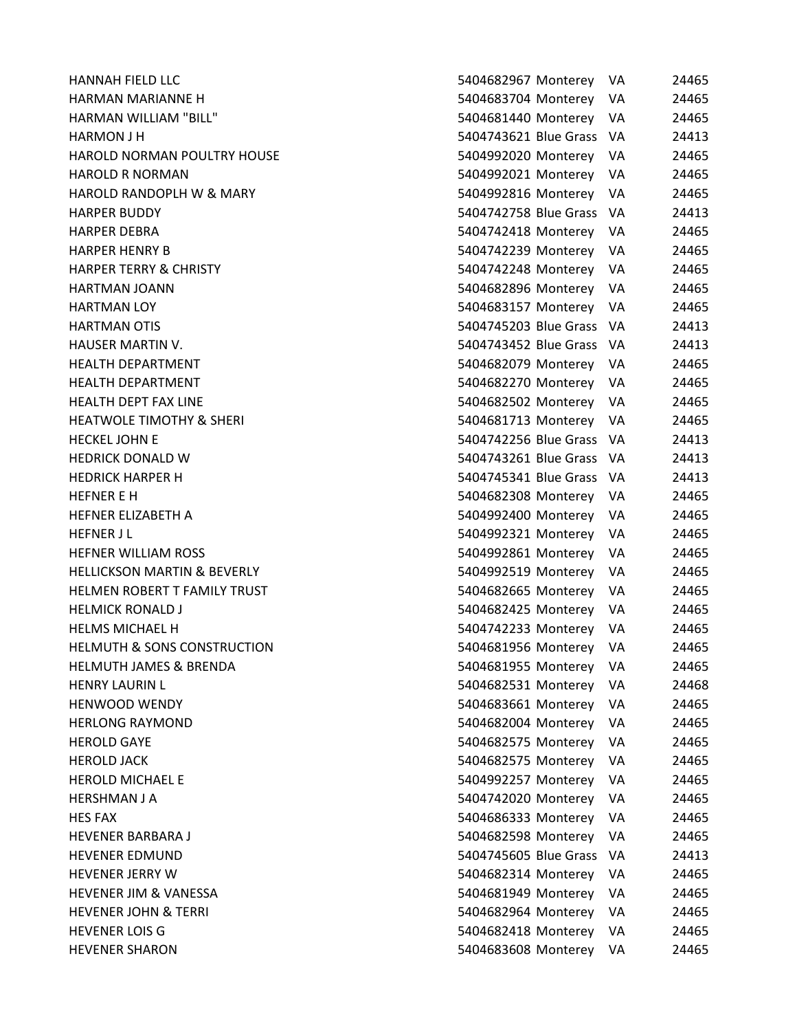| | | | | |
|---|---|---|---|---|
| HANNAH FIELD LLC | 5404682967 | Monterey | VA | 24465 |
| HARMAN MARIANNE H | 5404683704 | Monterey | VA | 24465 |
| HARMAN WILLIAM "BILL" | 5404681440 | Monterey | VA | 24465 |
| HARMON J H | 5404743621 | Blue Grass | VA | 24413 |
| HAROLD NORMAN POULTRY HOUSE | 5404992020 | Monterey | VA | 24465 |
| HAROLD R NORMAN | 5404992021 | Monterey | VA | 24465 |
| HAROLD RANDOPLH W & MARY | 5404992816 | Monterey | VA | 24465 |
| HARPER BUDDY | 5404742758 | Blue Grass | VA | 24413 |
| HARPER DEBRA | 5404742418 | Monterey | VA | 24465 |
| HARPER HENRY B | 5404742239 | Monterey | VA | 24465 |
| HARPER TERRY & CHRISTY | 5404742248 | Monterey | VA | 24465 |
| HARTMAN JOANN | 5404682896 | Monterey | VA | 24465 |
| HARTMAN LOY | 5404683157 | Monterey | VA | 24465 |
| HARTMAN OTIS | 5404745203 | Blue Grass | VA | 24413 |
| HAUSER MARTIN V. | 5404743452 | Blue Grass | VA | 24413 |
| HEALTH DEPARTMENT | 5404682079 | Monterey | VA | 24465 |
| HEALTH DEPARTMENT | 5404682270 | Monterey | VA | 24465 |
| HEALTH DEPT FAX LINE | 5404682502 | Monterey | VA | 24465 |
| HEATWOLE TIMOTHY & SHERI | 5404681713 | Monterey | VA | 24465 |
| HECKEL JOHN E | 5404742256 | Blue Grass | VA | 24413 |
| HEDRICK DONALD W | 5404743261 | Blue Grass | VA | 24413 |
| HEDRICK HARPER H | 5404745341 | Blue Grass | VA | 24413 |
| HEFNER E H | 5404682308 | Monterey | VA | 24465 |
| HEFNER ELIZABETH A | 5404992400 | Monterey | VA | 24465 |
| HEFNER J L | 5404992321 | Monterey | VA | 24465 |
| HEFNER WILLIAM ROSS | 5404992861 | Monterey | VA | 24465 |
| HELLICKSON MARTIN & BEVERLY | 5404992519 | Monterey | VA | 24465 |
| HELMEN ROBERT T FAMILY TRUST | 5404682665 | Monterey | VA | 24465 |
| HELMICK RONALD J | 5404682425 | Monterey | VA | 24465 |
| HELMS MICHAEL H | 5404742233 | Monterey | VA | 24465 |
| HELMUTH & SONS CONSTRUCTION | 5404681956 | Monterey | VA | 24465 |
| HELMUTH JAMES & BRENDA | 5404681955 | Monterey | VA | 24465 |
| HENRY LAURIN L | 5404682531 | Monterey | VA | 24468 |
| HENWOOD WENDY | 5404683661 | Monterey | VA | 24465 |
| HERLONG RAYMOND | 5404682004 | Monterey | VA | 24465 |
| HEROLD GAYE | 5404682575 | Monterey | VA | 24465 |
| HEROLD JACK | 5404682575 | Monterey | VA | 24465 |
| HEROLD MICHAEL E | 5404992257 | Monterey | VA | 24465 |
| HERSHMAN J A | 5404742020 | Monterey | VA | 24465 |
| HES FAX | 5404686333 | Monterey | VA | 24465 |
| HEVENER BARBARA J | 5404682598 | Monterey | VA | 24465 |
| HEVENER EDMUND | 5404745605 | Blue Grass | VA | 24413 |
| HEVENER JERRY W | 5404682314 | Monterey | VA | 24465 |
| HEVENER JIM & VANESSA | 5404681949 | Monterey | VA | 24465 |
| HEVENER JOHN & TERRI | 5404682964 | Monterey | VA | 24465 |
| HEVENER LOIS G | 5404682418 | Monterey | VA | 24465 |
| HEVENER SHARON | 5404683608 | Monterey | VA | 24465 |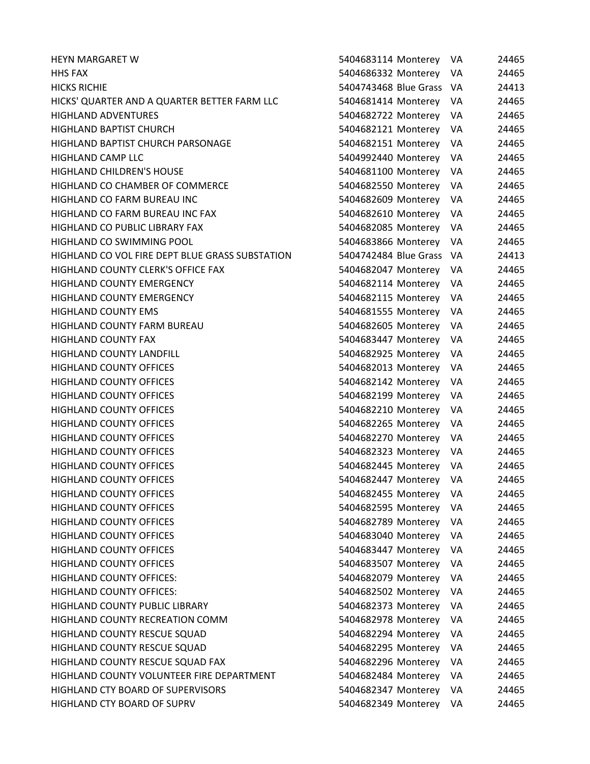| | | | | |
|---|---|---|---|---|
| HEYN MARGARET W | 5404683114 | Monterey | VA | 24465 |
| HHS FAX | 5404686332 | Monterey | VA | 24465 |
| HICKS RICHIE | 5404743468 | Blue Grass | VA | 24413 |
| HICKS' QUARTER AND A QUARTER BETTER FARM LLC | 5404681414 | Monterey | VA | 24465 |
| HIGHLAND ADVENTURES | 5404682722 | Monterey | VA | 24465 |
| HIGHLAND BAPTIST CHURCH | 5404682121 | Monterey | VA | 24465 |
| HIGHLAND BAPTIST CHURCH PARSONAGE | 5404682151 | Monterey | VA | 24465 |
| HIGHLAND CAMP LLC | 5404992440 | Monterey | VA | 24465 |
| HIGHLAND CHILDREN'S HOUSE | 5404681100 | Monterey | VA | 24465 |
| HIGHLAND CO CHAMBER OF COMMERCE | 5404682550 | Monterey | VA | 24465 |
| HIGHLAND CO FARM BUREAU INC | 5404682609 | Monterey | VA | 24465 |
| HIGHLAND CO FARM BUREAU INC FAX | 5404682610 | Monterey | VA | 24465 |
| HIGHLAND CO PUBLIC LIBRARY FAX | 5404682085 | Monterey | VA | 24465 |
| HIGHLAND CO SWIMMING POOL | 5404683866 | Monterey | VA | 24465 |
| HIGHLAND CO VOL FIRE DEPT BLUE GRASS SUBSTATION | 5404742484 | Blue Grass | VA | 24413 |
| HIGHLAND COUNTY CLERK'S OFFICE FAX | 5404682047 | Monterey | VA | 24465 |
| HIGHLAND COUNTY EMERGENCY | 5404682114 | Monterey | VA | 24465 |
| HIGHLAND COUNTY EMERGENCY | 5404682115 | Monterey | VA | 24465 |
| HIGHLAND COUNTY EMS | 5404681555 | Monterey | VA | 24465 |
| HIGHLAND COUNTY FARM BUREAU | 5404682605 | Monterey | VA | 24465 |
| HIGHLAND COUNTY FAX | 5404683447 | Monterey | VA | 24465 |
| HIGHLAND COUNTY LANDFILL | 5404682925 | Monterey | VA | 24465 |
| HIGHLAND COUNTY OFFICES | 5404682013 | Monterey | VA | 24465 |
| HIGHLAND COUNTY OFFICES | 5404682142 | Monterey | VA | 24465 |
| HIGHLAND COUNTY OFFICES | 5404682199 | Monterey | VA | 24465 |
| HIGHLAND COUNTY OFFICES | 5404682210 | Monterey | VA | 24465 |
| HIGHLAND COUNTY OFFICES | 5404682265 | Monterey | VA | 24465 |
| HIGHLAND COUNTY OFFICES | 5404682270 | Monterey | VA | 24465 |
| HIGHLAND COUNTY OFFICES | 5404682323 | Monterey | VA | 24465 |
| HIGHLAND COUNTY OFFICES | 5404682445 | Monterey | VA | 24465 |
| HIGHLAND COUNTY OFFICES | 5404682447 | Monterey | VA | 24465 |
| HIGHLAND COUNTY OFFICES | 5404682455 | Monterey | VA | 24465 |
| HIGHLAND COUNTY OFFICES | 5404682595 | Monterey | VA | 24465 |
| HIGHLAND COUNTY OFFICES | 5404682789 | Monterey | VA | 24465 |
| HIGHLAND COUNTY OFFICES | 5404683040 | Monterey | VA | 24465 |
| HIGHLAND COUNTY OFFICES | 5404683447 | Monterey | VA | 24465 |
| HIGHLAND COUNTY OFFICES | 5404683507 | Monterey | VA | 24465 |
| HIGHLAND COUNTY OFFICES: | 5404682079 | Monterey | VA | 24465 |
| HIGHLAND COUNTY OFFICES: | 5404682502 | Monterey | VA | 24465 |
| HIGHLAND COUNTY PUBLIC LIBRARY | 5404682373 | Monterey | VA | 24465 |
| HIGHLAND COUNTY RECREATION COMM | 5404682978 | Monterey | VA | 24465 |
| HIGHLAND COUNTY RESCUE SQUAD | 5404682294 | Monterey | VA | 24465 |
| HIGHLAND COUNTY RESCUE SQUAD | 5404682295 | Monterey | VA | 24465 |
| HIGHLAND COUNTY RESCUE SQUAD FAX | 5404682296 | Monterey | VA | 24465 |
| HIGHLAND COUNTY VOLUNTEER FIRE DEPARTMENT | 5404682484 | Monterey | VA | 24465 |
| HIGHLAND CTY BOARD OF SUPERVISORS | 5404682347 | Monterey | VA | 24465 |
| HIGHLAND CTY BOARD OF SUPRV | 5404682349 | Monterey | VA | 24465 |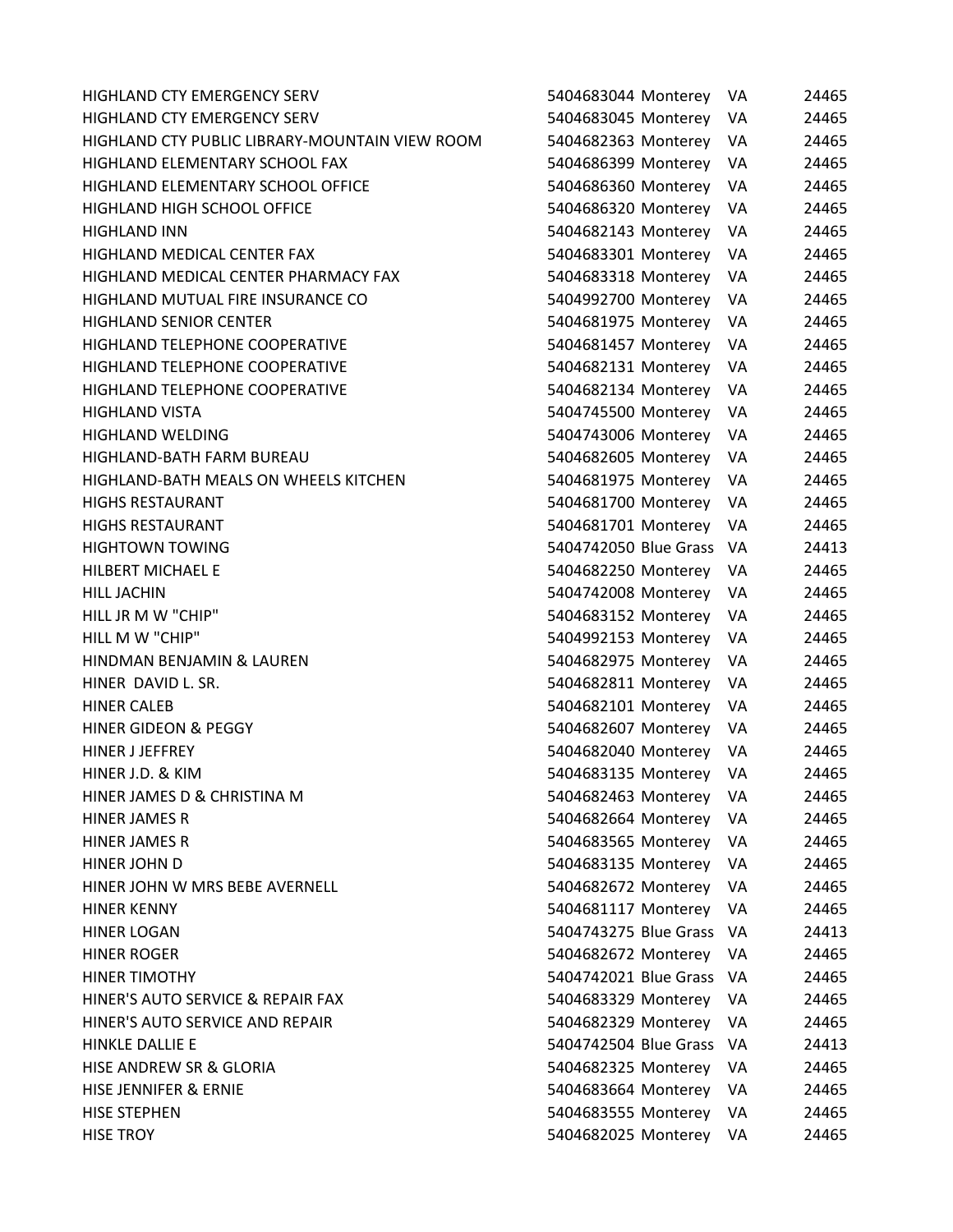| | | | | |
|---|---|---|---|---|
| HIGHLAND CTY EMERGENCY SERV | 5404683044 | Monterey | VA | 24465 |
| HIGHLAND CTY EMERGENCY SERV | 5404683045 | Monterey | VA | 24465 |
| HIGHLAND CTY PUBLIC LIBRARY-MOUNTAIN VIEW ROOM | 5404682363 | Monterey | VA | 24465 |
| HIGHLAND ELEMENTARY SCHOOL FAX | 5404686399 | Monterey | VA | 24465 |
| HIGHLAND ELEMENTARY SCHOOL OFFICE | 5404686360 | Monterey | VA | 24465 |
| HIGHLAND HIGH SCHOOL OFFICE | 5404686320 | Monterey | VA | 24465 |
| HIGHLAND INN | 5404682143 | Monterey | VA | 24465 |
| HIGHLAND MEDICAL CENTER FAX | 5404683301 | Monterey | VA | 24465 |
| HIGHLAND MEDICAL CENTER PHARMACY FAX | 5404683318 | Monterey | VA | 24465 |
| HIGHLAND MUTUAL FIRE INSURANCE CO | 5404992700 | Monterey | VA | 24465 |
| HIGHLAND SENIOR CENTER | 5404681975 | Monterey | VA | 24465 |
| HIGHLAND TELEPHONE COOPERATIVE | 5404681457 | Monterey | VA | 24465 |
| HIGHLAND TELEPHONE COOPERATIVE | 5404682131 | Monterey | VA | 24465 |
| HIGHLAND TELEPHONE COOPERATIVE | 5404682134 | Monterey | VA | 24465 |
| HIGHLAND VISTA | 5404745500 | Monterey | VA | 24465 |
| HIGHLAND WELDING | 5404743006 | Monterey | VA | 24465 |
| HIGHLAND-BATH FARM BUREAU | 5404682605 | Monterey | VA | 24465 |
| HIGHLAND-BATH MEALS ON WHEELS KITCHEN | 5404681975 | Monterey | VA | 24465 |
| HIGHS RESTAURANT | 5404681700 | Monterey | VA | 24465 |
| HIGHS RESTAURANT | 5404681701 | Monterey | VA | 24465 |
| HIGHTOWN TOWING | 5404742050 | Blue Grass | VA | 24413 |
| HILBERT MICHAEL E | 5404682250 | Monterey | VA | 24465 |
| HILL JACHIN | 5404742008 | Monterey | VA | 24465 |
| HILL JR M W "CHIP" | 5404683152 | Monterey | VA | 24465 |
| HILL M W "CHIP" | 5404992153 | Monterey | VA | 24465 |
| HINDMAN BENJAMIN & LAUREN | 5404682975 | Monterey | VA | 24465 |
| HINER DAVID L. SR. | 5404682811 | Monterey | VA | 24465 |
| HINER CALEB | 5404682101 | Monterey | VA | 24465 |
| HINER GIDEON & PEGGY | 5404682607 | Monterey | VA | 24465 |
| HINER J JEFFREY | 5404682040 | Monterey | VA | 24465 |
| HINER J.D. & KIM | 5404683135 | Monterey | VA | 24465 |
| HINER JAMES D & CHRISTINA M | 5404682463 | Monterey | VA | 24465 |
| HINER JAMES R | 5404682664 | Monterey | VA | 24465 |
| HINER JAMES R | 5404683565 | Monterey | VA | 24465 |
| HINER JOHN D | 5404683135 | Monterey | VA | 24465 |
| HINER JOHN W MRS BEBE AVERNELL | 5404682672 | Monterey | VA | 24465 |
| HINER KENNY | 5404681117 | Monterey | VA | 24465 |
| HINER LOGAN | 5404743275 | Blue Grass | VA | 24413 |
| HINER ROGER | 5404682672 | Monterey | VA | 24465 |
| HINER TIMOTHY | 5404742021 | Blue Grass | VA | 24465 |
| HINER'S AUTO SERVICE & REPAIR FAX | 5404683329 | Monterey | VA | 24465 |
| HINER'S AUTO SERVICE AND REPAIR | 5404682329 | Monterey | VA | 24465 |
| HINKLE DALLIE E | 5404742504 | Blue Grass | VA | 24413 |
| HISE ANDREW SR & GLORIA | 5404682325 | Monterey | VA | 24465 |
| HISE JENNIFER & ERNIE | 5404683664 | Monterey | VA | 24465 |
| HISE STEPHEN | 5404683555 | Monterey | VA | 24465 |
| HISE TROY | 5404682025 | Monterey | VA | 24465 |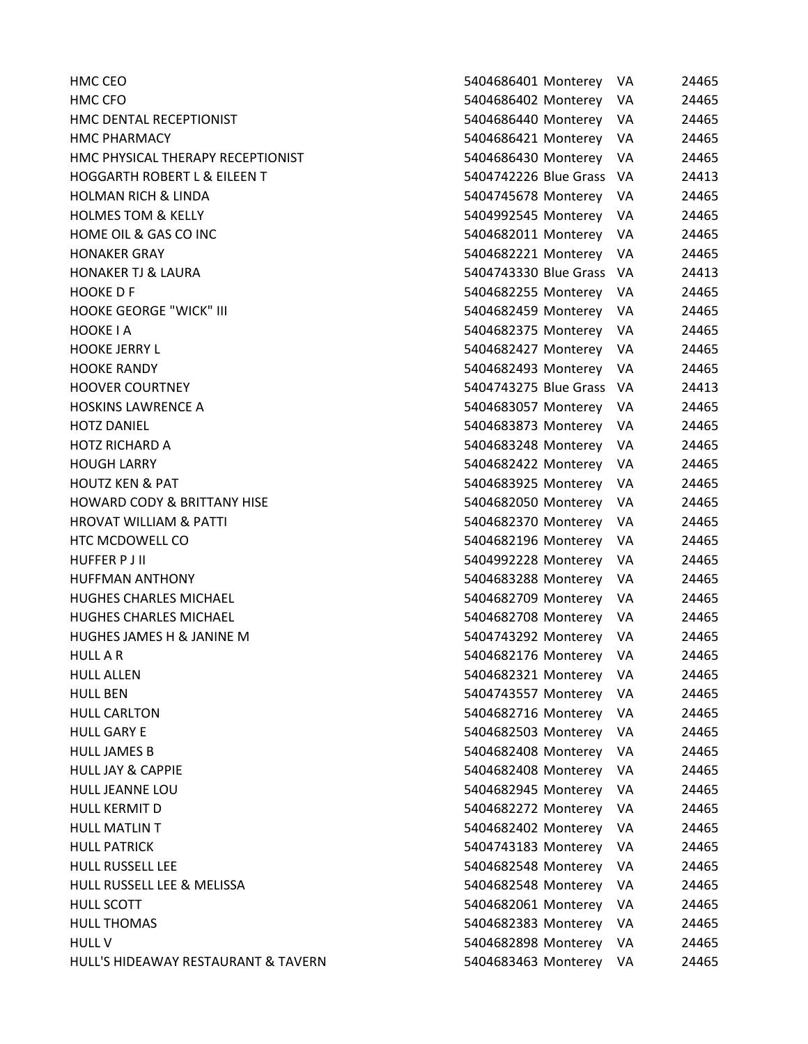| | | | | |
|---|---|---|---|---|
| HMC CEO | 5404686401 | Monterey | VA | 24465 |
| HMC CFO | 5404686402 | Monterey | VA | 24465 |
| HMC DENTAL RECEPTIONIST | 5404686440 | Monterey | VA | 24465 |
| HMC PHARMACY | 5404686421 | Monterey | VA | 24465 |
| HMC PHYSICAL THERAPY RECEPTIONIST | 5404686430 | Monterey | VA | 24465 |
| HOGGARTH ROBERT L & EILEEN T | 5404742226 | Blue Grass | VA | 24413 |
| HOLMAN RICH & LINDA | 5404745678 | Monterey | VA | 24465 |
| HOLMES TOM & KELLY | 5404992545 | Monterey | VA | 24465 |
| HOME OIL & GAS CO INC | 5404682011 | Monterey | VA | 24465 |
| HONAKER GRAY | 5404682221 | Monterey | VA | 24465 |
| HONAKER TJ & LAURA | 5404743330 | Blue Grass | VA | 24413 |
| HOOKE D F | 5404682255 | Monterey | VA | 24465 |
| HOOKE GEORGE "WICK" III | 5404682459 | Monterey | VA | 24465 |
| HOOKE I A | 5404682375 | Monterey | VA | 24465 |
| HOOKE JERRY L | 5404682427 | Monterey | VA | 24465 |
| HOOKE RANDY | 5404682493 | Monterey | VA | 24465 |
| HOOVER COURTNEY | 5404743275 | Blue Grass | VA | 24413 |
| HOSKINS LAWRENCE A | 5404683057 | Monterey | VA | 24465 |
| HOTZ DANIEL | 5404683873 | Monterey | VA | 24465 |
| HOTZ RICHARD A | 5404683248 | Monterey | VA | 24465 |
| HOUGH LARRY | 5404682422 | Monterey | VA | 24465 |
| HOUTZ KEN & PAT | 5404683925 | Monterey | VA | 24465 |
| HOWARD CODY & BRITTANY HISE | 5404682050 | Monterey | VA | 24465 |
| HROVAT WILLIAM & PATTI | 5404682370 | Monterey | VA | 24465 |
| HTC MCDOWELL CO | 5404682196 | Monterey | VA | 24465 |
| HUFFER P J II | 5404992228 | Monterey | VA | 24465 |
| HUFFMAN ANTHONY | 5404683288 | Monterey | VA | 24465 |
| HUGHES CHARLES MICHAEL | 5404682709 | Monterey | VA | 24465 |
| HUGHES CHARLES MICHAEL | 5404682708 | Monterey | VA | 24465 |
| HUGHES JAMES H & JANINE M | 5404743292 | Monterey | VA | 24465 |
| HULL A R | 5404682176 | Monterey | VA | 24465 |
| HULL ALLEN | 5404682321 | Monterey | VA | 24465 |
| HULL BEN | 5404743557 | Monterey | VA | 24465 |
| HULL CARLTON | 5404682716 | Monterey | VA | 24465 |
| HULL GARY E | 5404682503 | Monterey | VA | 24465 |
| HULL JAMES B | 5404682408 | Monterey | VA | 24465 |
| HULL JAY & CAPPIE | 5404682408 | Monterey | VA | 24465 |
| HULL JEANNE LOU | 5404682945 | Monterey | VA | 24465 |
| HULL KERMIT D | 5404682272 | Monterey | VA | 24465 |
| HULL MATLIN T | 5404682402 | Monterey | VA | 24465 |
| HULL PATRICK | 5404743183 | Monterey | VA | 24465 |
| HULL RUSSELL LEE | 5404682548 | Monterey | VA | 24465 |
| HULL RUSSELL LEE & MELISSA | 5404682548 | Monterey | VA | 24465 |
| HULL SCOTT | 5404682061 | Monterey | VA | 24465 |
| HULL THOMAS | 5404682383 | Monterey | VA | 24465 |
| HULL V | 5404682898 | Monterey | VA | 24465 |
| HULL'S HIDEAWAY RESTAURANT & TAVERN | 5404683463 | Monterey | VA | 24465 |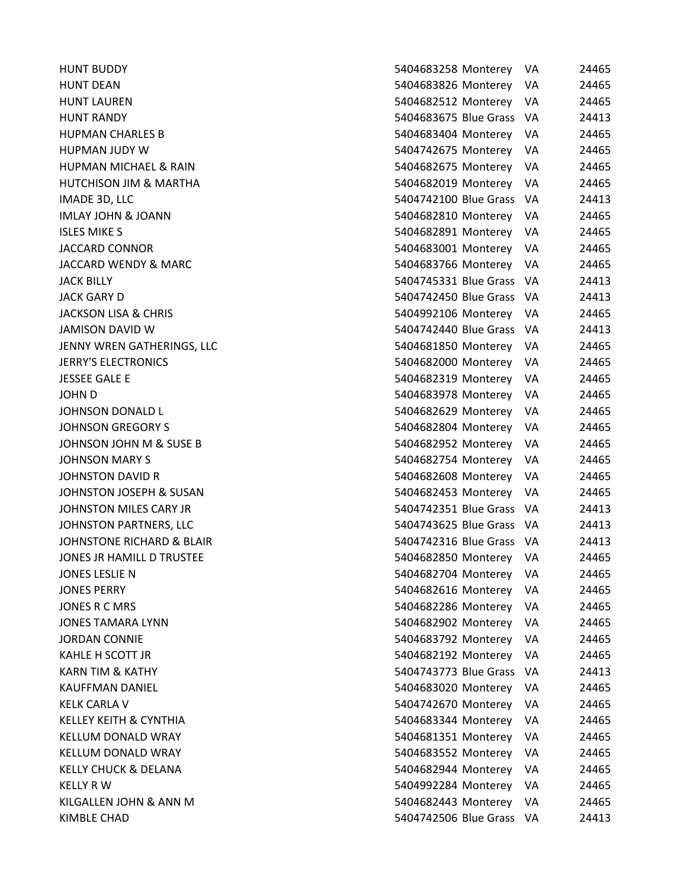| | | | | |
|---|---|---|---|---|
| HUNT BUDDY | 5404683258 | Monterey | VA | 24465 |
| HUNT DEAN | 5404683826 | Monterey | VA | 24465 |
| HUNT LAUREN | 5404682512 | Monterey | VA | 24465 |
| HUNT RANDY | 5404683675 | Blue Grass | VA | 24413 |
| HUPMAN CHARLES B | 5404683404 | Monterey | VA | 24465 |
| HUPMAN JUDY W | 5404742675 | Monterey | VA | 24465 |
| HUPMAN MICHAEL & RAIN | 5404682675 | Monterey | VA | 24465 |
| HUTCHISON JIM & MARTHA | 5404682019 | Monterey | VA | 24465 |
| IMADE 3D, LLC | 5404742100 | Blue Grass | VA | 24413 |
| IMLAY JOHN & JOANN | 5404682810 | Monterey | VA | 24465 |
| ISLES MIKE S | 5404682891 | Monterey | VA | 24465 |
| JACCARD CONNOR | 5404683001 | Monterey | VA | 24465 |
| JACCARD WENDY & MARC | 5404683766 | Monterey | VA | 24465 |
| JACK BILLY | 5404745331 | Blue Grass | VA | 24413 |
| JACK GARY D | 5404742450 | Blue Grass | VA | 24413 |
| JACKSON LISA & CHRIS | 5404992106 | Monterey | VA | 24465 |
| JAMISON DAVID W | 5404742440 | Blue Grass | VA | 24413 |
| JENNY WREN GATHERINGS, LLC | 5404681850 | Monterey | VA | 24465 |
| JERRY'S ELECTRONICS | 5404682000 | Monterey | VA | 24465 |
| JESSEE GALE E | 5404682319 | Monterey | VA | 24465 |
| JOHN D | 5404683978 | Monterey | VA | 24465 |
| JOHNSON DONALD L | 5404682629 | Monterey | VA | 24465 |
| JOHNSON GREGORY S | 5404682804 | Monterey | VA | 24465 |
| JOHNSON JOHN M & SUSE B | 5404682952 | Monterey | VA | 24465 |
| JOHNSON MARY S | 5404682754 | Monterey | VA | 24465 |
| JOHNSTON DAVID R | 5404682608 | Monterey | VA | 24465 |
| JOHNSTON JOSEPH & SUSAN | 5404682453 | Monterey | VA | 24465 |
| JOHNSTON MILES CARY JR | 5404742351 | Blue Grass | VA | 24413 |
| JOHNSTON PARTNERS, LLC | 5404743625 | Blue Grass | VA | 24413 |
| JOHNSTONE RICHARD & BLAIR | 5404742316 | Blue Grass | VA | 24413 |
| JONES JR HAMILL D TRUSTEE | 5404682850 | Monterey | VA | 24465 |
| JONES LESLIE N | 5404682704 | Monterey | VA | 24465 |
| JONES PERRY | 5404682616 | Monterey | VA | 24465 |
| JONES R C MRS | 5404682286 | Monterey | VA | 24465 |
| JONES TAMARA LYNN | 5404682902 | Monterey | VA | 24465 |
| JORDAN CONNIE | 5404683792 | Monterey | VA | 24465 |
| KAHLE H SCOTT JR | 5404682192 | Monterey | VA | 24465 |
| KARN TIM & KATHY | 5404743773 | Blue Grass | VA | 24413 |
| KAUFFMAN DANIEL | 5404683020 | Monterey | VA | 24465 |
| KELK CARLA V | 5404742670 | Monterey | VA | 24465 |
| KELLEY KEITH & CYNTHIA | 5404683344 | Monterey | VA | 24465 |
| KELLUM DONALD WRAY | 5404681351 | Monterey | VA | 24465 |
| KELLUM DONALD WRAY | 5404683552 | Monterey | VA | 24465 |
| KELLY CHUCK & DELANA | 5404682944 | Monterey | VA | 24465 |
| KELLY R W | 5404992284 | Monterey | VA | 24465 |
| KILGALLEN JOHN & ANN M | 5404682443 | Monterey | VA | 24465 |
| KIMBLE CHAD | 5404742506 | Blue Grass | VA | 24413 |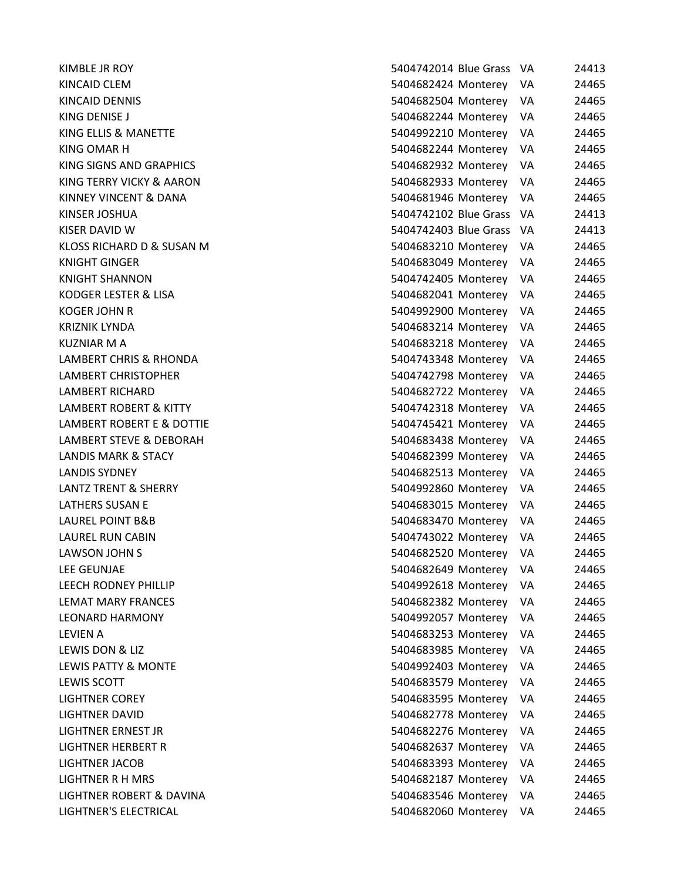| | | | | |
|---|---|---|---|---|
| KIMBLE JR ROY | 5404742014 | Blue Grass | VA | 24413 |
| KINCAID CLEM | 5404682424 | Monterey | VA | 24465 |
| KINCAID DENNIS | 5404682504 | Monterey | VA | 24465 |
| KING DENISE J | 5404682244 | Monterey | VA | 24465 |
| KING ELLIS & MANETTE | 5404992210 | Monterey | VA | 24465 |
| KING OMAR H | 5404682244 | Monterey | VA | 24465 |
| KING SIGNS AND GRAPHICS | 5404682932 | Monterey | VA | 24465 |
| KING TERRY VICKY & AARON | 5404682933 | Monterey | VA | 24465 |
| KINNEY VINCENT & DANA | 5404681946 | Monterey | VA | 24465 |
| KINSER JOSHUA | 5404742102 | Blue Grass | VA | 24413 |
| KISER DAVID W | 5404742403 | Blue Grass | VA | 24413 |
| KLOSS RICHARD D & SUSAN M | 5404683210 | Monterey | VA | 24465 |
| KNIGHT GINGER | 5404683049 | Monterey | VA | 24465 |
| KNIGHT SHANNON | 5404742405 | Monterey | VA | 24465 |
| KODGER LESTER & LISA | 5404682041 | Monterey | VA | 24465 |
| KOGER JOHN R | 5404992900 | Monterey | VA | 24465 |
| KRIZNIK LYNDA | 5404683214 | Monterey | VA | 24465 |
| KUZNIAR M A | 5404683218 | Monterey | VA | 24465 |
| LAMBERT CHRIS & RHONDA | 5404743348 | Monterey | VA | 24465 |
| LAMBERT CHRISTOPHER | 5404742798 | Monterey | VA | 24465 |
| LAMBERT RICHARD | 5404682722 | Monterey | VA | 24465 |
| LAMBERT ROBERT & KITTY | 5404742318 | Monterey | VA | 24465 |
| LAMBERT ROBERT E & DOTTIE | 5404745421 | Monterey | VA | 24465 |
| LAMBERT STEVE & DEBORAH | 5404683438 | Monterey | VA | 24465 |
| LANDIS MARK & STACY | 5404682399 | Monterey | VA | 24465 |
| LANDIS SYDNEY | 5404682513 | Monterey | VA | 24465 |
| LANTZ TRENT & SHERRY | 5404992860 | Monterey | VA | 24465 |
| LATHERS SUSAN E | 5404683015 | Monterey | VA | 24465 |
| LAUREL POINT B&B | 5404683470 | Monterey | VA | 24465 |
| LAUREL RUN CABIN | 5404743022 | Monterey | VA | 24465 |
| LAWSON JOHN S | 5404682520 | Monterey | VA | 24465 |
| LEE GEUNJAE | 5404682649 | Monterey | VA | 24465 |
| LEECH RODNEY PHILLIP | 5404992618 | Monterey | VA | 24465 |
| LEMAT MARY FRANCES | 5404682382 | Monterey | VA | 24465 |
| LEONARD HARMONY | 5404992057 | Monterey | VA | 24465 |
| LEVIEN A | 5404683253 | Monterey | VA | 24465 |
| LEWIS DON & LIZ | 5404683985 | Monterey | VA | 24465 |
| LEWIS PATTY & MONTE | 5404992403 | Monterey | VA | 24465 |
| LEWIS SCOTT | 5404683579 | Monterey | VA | 24465 |
| LIGHTNER COREY | 5404683595 | Monterey | VA | 24465 |
| LIGHTNER DAVID | 5404682778 | Monterey | VA | 24465 |
| LIGHTNER ERNEST JR | 5404682276 | Monterey | VA | 24465 |
| LIGHTNER HERBERT R | 5404682637 | Monterey | VA | 24465 |
| LIGHTNER JACOB | 5404683393 | Monterey | VA | 24465 |
| LIGHTNER R H MRS | 5404682187 | Monterey | VA | 24465 |
| LIGHTNER ROBERT & DAVINA | 5404683546 | Monterey | VA | 24465 |
| LIGHTNER'S ELECTRICAL | 5404682060 | Monterey | VA | 24465 |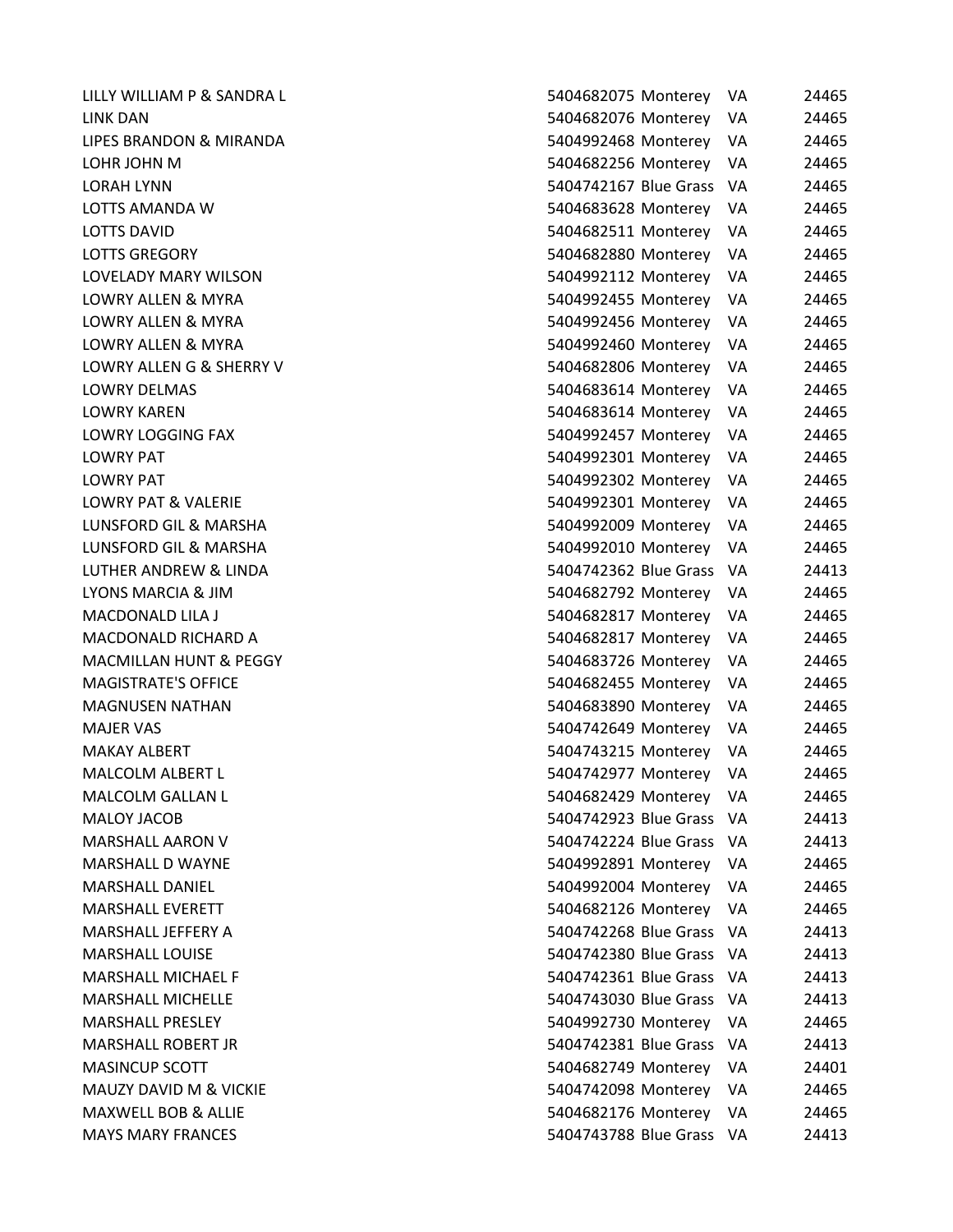| | | | | |
|---|---|---|---|---|
| LILLY WILLIAM P & SANDRA L | 5404682075 | Monterey | VA | 24465 |
| LINK DAN | 5404682076 | Monterey | VA | 24465 |
| LIPES BRANDON & MIRANDA | 5404992468 | Monterey | VA | 24465 |
| LOHR JOHN M | 5404682256 | Monterey | VA | 24465 |
| LORAH LYNN | 5404742167 | Blue Grass | VA | 24465 |
| LOTTS AMANDA W | 5404683628 | Monterey | VA | 24465 |
| LOTTS DAVID | 5404682511 | Monterey | VA | 24465 |
| LOTTS GREGORY | 5404682880 | Monterey | VA | 24465 |
| LOVELADY MARY WILSON | 5404992112 | Monterey | VA | 24465 |
| LOWRY ALLEN & MYRA | 5404992455 | Monterey | VA | 24465 |
| LOWRY ALLEN & MYRA | 5404992456 | Monterey | VA | 24465 |
| LOWRY ALLEN & MYRA | 5404992460 | Monterey | VA | 24465 |
| LOWRY ALLEN G & SHERRY V | 5404682806 | Monterey | VA | 24465 |
| LOWRY DELMAS | 5404683614 | Monterey | VA | 24465 |
| LOWRY KAREN | 5404683614 | Monterey | VA | 24465 |
| LOWRY LOGGING FAX | 5404992457 | Monterey | VA | 24465 |
| LOWRY PAT | 5404992301 | Monterey | VA | 24465 |
| LOWRY PAT | 5404992302 | Monterey | VA | 24465 |
| LOWRY PAT & VALERIE | 5404992301 | Monterey | VA | 24465 |
| LUNSFORD GIL & MARSHA | 5404992009 | Monterey | VA | 24465 |
| LUNSFORD GIL & MARSHA | 5404992010 | Monterey | VA | 24465 |
| LUTHER ANDREW & LINDA | 5404742362 | Blue Grass | VA | 24413 |
| LYONS MARCIA & JIM | 5404682792 | Monterey | VA | 24465 |
| MACDONALD LILA J | 5404682817 | Monterey | VA | 24465 |
| MACDONALD RICHARD A | 5404682817 | Monterey | VA | 24465 |
| MACMILLAN HUNT & PEGGY | 5404683726 | Monterey | VA | 24465 |
| MAGISTRATE'S OFFICE | 5404682455 | Monterey | VA | 24465 |
| MAGNUSEN NATHAN | 5404683890 | Monterey | VA | 24465 |
| MAJER VAS | 5404742649 | Monterey | VA | 24465 |
| MAKAY ALBERT | 5404743215 | Monterey | VA | 24465 |
| MALCOLM ALBERT L | 5404742977 | Monterey | VA | 24465 |
| MALCOLM GALLAN L | 5404682429 | Monterey | VA | 24465 |
| MALOY JACOB | 5404742923 | Blue Grass | VA | 24413 |
| MARSHALL AARON V | 5404742224 | Blue Grass | VA | 24413 |
| MARSHALL D WAYNE | 5404992891 | Monterey | VA | 24465 |
| MARSHALL DANIEL | 5404992004 | Monterey | VA | 24465 |
| MARSHALL EVERETT | 5404682126 | Monterey | VA | 24465 |
| MARSHALL JEFFERY A | 5404742268 | Blue Grass | VA | 24413 |
| MARSHALL LOUISE | 5404742380 | Blue Grass | VA | 24413 |
| MARSHALL MICHAEL F | 5404742361 | Blue Grass | VA | 24413 |
| MARSHALL MICHELLE | 5404743030 | Blue Grass | VA | 24413 |
| MARSHALL PRESLEY | 5404992730 | Monterey | VA | 24465 |
| MARSHALL ROBERT JR | 5404742381 | Blue Grass | VA | 24413 |
| MASINCUP SCOTT | 5404682749 | Monterey | VA | 24401 |
| MAUZY DAVID M & VICKIE | 5404742098 | Monterey | VA | 24465 |
| MAXWELL BOB & ALLIE | 5404682176 | Monterey | VA | 24465 |
| MAYS MARY FRANCES | 5404743788 | Blue Grass | VA | 24413 |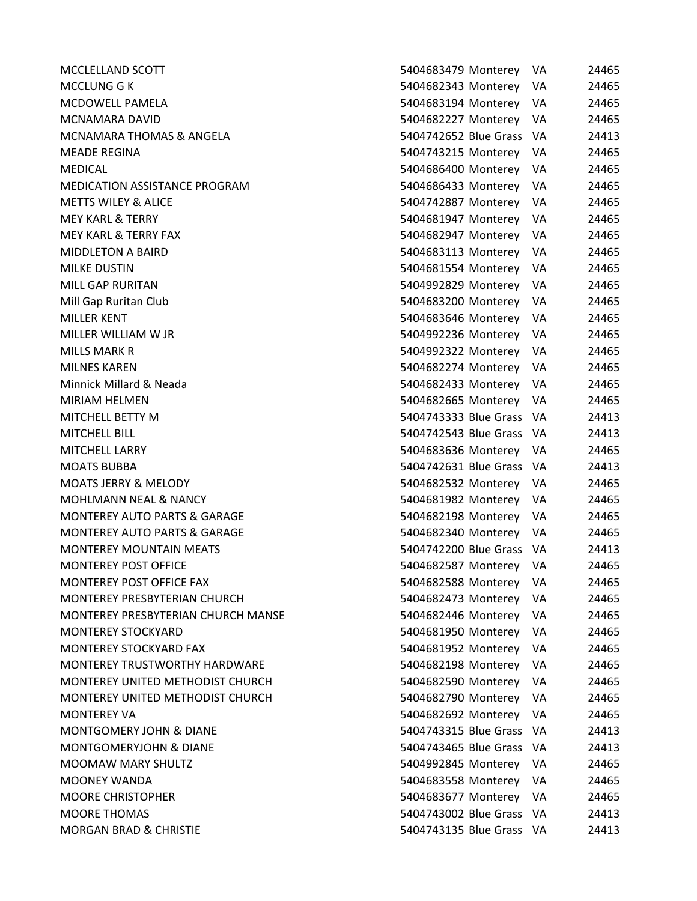| | | | | |
|---|---|---|---|---|
| MCCLELLAND SCOTT | 5404683479 | Monterey | VA | 24465 |
| MCCLUNG G K | 5404682343 | Monterey | VA | 24465 |
| MCDOWELL PAMELA | 5404683194 | Monterey | VA | 24465 |
| MCNAMARA DAVID | 5404682227 | Monterey | VA | 24465 |
| MCNAMARA THOMAS & ANGELA | 5404742652 | Blue Grass | VA | 24413 |
| MEADE REGINA | 5404743215 | Monterey | VA | 24465 |
| MEDICAL | 5404686400 | Monterey | VA | 24465 |
| MEDICATION ASSISTANCE PROGRAM | 5404686433 | Monterey | VA | 24465 |
| METTS WILEY & ALICE | 5404742887 | Monterey | VA | 24465 |
| MEY KARL & TERRY | 5404681947 | Monterey | VA | 24465 |
| MEY KARL & TERRY FAX | 5404682947 | Monterey | VA | 24465 |
| MIDDLETON A BAIRD | 5404683113 | Monterey | VA | 24465 |
| MILKE DUSTIN | 5404681554 | Monterey | VA | 24465 |
| MILL GAP RURITAN | 5404992829 | Monterey | VA | 24465 |
| Mill Gap Ruritan Club | 5404683200 | Monterey | VA | 24465 |
| MILLER KENT | 5404683646 | Monterey | VA | 24465 |
| MILLER WILLIAM W JR | 5404992236 | Monterey | VA | 24465 |
| MILLS MARK R | 5404992322 | Monterey | VA | 24465 |
| MILNES KAREN | 5404682274 | Monterey | VA | 24465 |
| Minnick Millard & Neada | 5404682433 | Monterey | VA | 24465 |
| MIRIAM HELMEN | 5404682665 | Monterey | VA | 24465 |
| MITCHELL BETTY M | 5404743333 | Blue Grass | VA | 24413 |
| MITCHELL BILL | 5404742543 | Blue Grass | VA | 24413 |
| MITCHELL LARRY | 5404683636 | Monterey | VA | 24465 |
| MOATS BUBBA | 5404742631 | Blue Grass | VA | 24413 |
| MOATS JERRY & MELODY | 5404682532 | Monterey | VA | 24465 |
| MOHLMANN NEAL & NANCY | 5404681982 | Monterey | VA | 24465 |
| MONTEREY AUTO PARTS & GARAGE | 5404682198 | Monterey | VA | 24465 |
| MONTEREY AUTO PARTS & GARAGE | 5404682340 | Monterey | VA | 24465 |
| MONTEREY MOUNTAIN MEATS | 5404742200 | Blue Grass | VA | 24413 |
| MONTEREY POST OFFICE | 5404682587 | Monterey | VA | 24465 |
| MONTEREY POST OFFICE FAX | 5404682588 | Monterey | VA | 24465 |
| MONTEREY PRESBYTERIAN CHURCH | 5404682473 | Monterey | VA | 24465 |
| MONTEREY PRESBYTERIAN CHURCH MANSE | 5404682446 | Monterey | VA | 24465 |
| MONTEREY STOCKYARD | 5404681950 | Monterey | VA | 24465 |
| MONTEREY STOCKYARD FAX | 5404681952 | Monterey | VA | 24465 |
| MONTEREY TRUSTWORTHY HARDWARE | 5404682198 | Monterey | VA | 24465 |
| MONTEREY UNITED METHODIST CHURCH | 5404682590 | Monterey | VA | 24465 |
| MONTEREY UNITED METHODIST CHURCH | 5404682790 | Monterey | VA | 24465 |
| MONTEREY VA | 5404682692 | Monterey | VA | 24465 |
| MONTGOMERY JOHN & DIANE | 5404743315 | Blue Grass | VA | 24413 |
| MONTGOMERYJOHN & DIANE | 5404743465 | Blue Grass | VA | 24413 |
| MOOMAW MARY SHULTZ | 5404992845 | Monterey | VA | 24465 |
| MOONEY WANDA | 5404683558 | Monterey | VA | 24465 |
| MOORE CHRISTOPHER | 5404683677 | Monterey | VA | 24465 |
| MOORE THOMAS | 5404743002 | Blue Grass | VA | 24413 |
| MORGAN BRAD & CHRISTIE | 5404743135 | Blue Grass | VA | 24413 |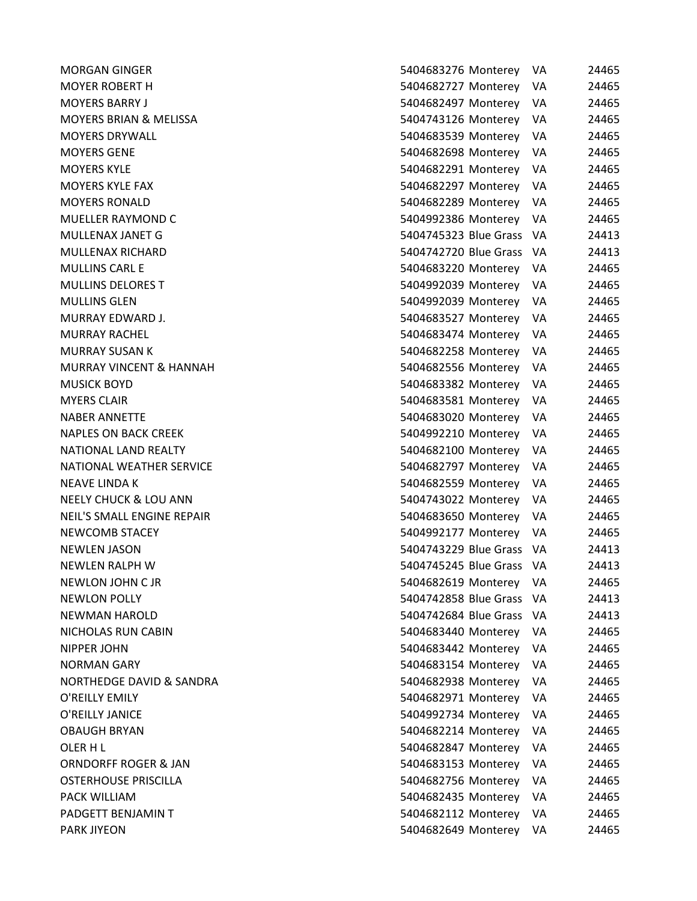| | | | | |
|---|---|---|---|---|
| MORGAN GINGER | 5404683276 | Monterey | VA | 24465 |
| MOYER ROBERT H | 5404682727 | Monterey | VA | 24465 |
| MOYERS BARRY J | 5404682497 | Monterey | VA | 24465 |
| MOYERS BRIAN & MELISSA | 5404743126 | Monterey | VA | 24465 |
| MOYERS DRYWALL | 5404683539 | Monterey | VA | 24465 |
| MOYERS GENE | 5404682698 | Monterey | VA | 24465 |
| MOYERS KYLE | 5404682291 | Monterey | VA | 24465 |
| MOYERS KYLE FAX | 5404682297 | Monterey | VA | 24465 |
| MOYERS RONALD | 5404682289 | Monterey | VA | 24465 |
| MUELLER RAYMOND C | 5404992386 | Monterey | VA | 24465 |
| MULLENAX JANET G | 5404745323 | Blue Grass | VA | 24413 |
| MULLENAX RICHARD | 5404742720 | Blue Grass | VA | 24413 |
| MULLINS CARL E | 5404683220 | Monterey | VA | 24465 |
| MULLINS DELORES T | 5404992039 | Monterey | VA | 24465 |
| MULLINS GLEN | 5404992039 | Monterey | VA | 24465 |
| MURRAY EDWARD J. | 5404683527 | Monterey | VA | 24465 |
| MURRAY RACHEL | 5404683474 | Monterey | VA | 24465 |
| MURRAY SUSAN K | 5404682258 | Monterey | VA | 24465 |
| MURRAY VINCENT & HANNAH | 5404682556 | Monterey | VA | 24465 |
| MUSICK BOYD | 5404683382 | Monterey | VA | 24465 |
| MYERS CLAIR | 5404683581 | Monterey | VA | 24465 |
| NABER ANNETTE | 5404683020 | Monterey | VA | 24465 |
| NAPLES ON BACK CREEK | 5404992210 | Monterey | VA | 24465 |
| NATIONAL LAND REALTY | 5404682100 | Monterey | VA | 24465 |
| NATIONAL WEATHER SERVICE | 5404682797 | Monterey | VA | 24465 |
| NEAVE LINDA K | 5404682559 | Monterey | VA | 24465 |
| NEELY CHUCK & LOU ANN | 5404743022 | Monterey | VA | 24465 |
| NEIL'S SMALL ENGINE REPAIR | 5404683650 | Monterey | VA | 24465 |
| NEWCOMB STACEY | 5404992177 | Monterey | VA | 24465 |
| NEWLEN JASON | 5404743229 | Blue Grass | VA | 24413 |
| NEWLEN RALPH W | 5404745245 | Blue Grass | VA | 24413 |
| NEWLON JOHN C JR | 5404682619 | Monterey | VA | 24465 |
| NEWLON POLLY | 5404742858 | Blue Grass | VA | 24413 |
| NEWMAN HAROLD | 5404742684 | Blue Grass | VA | 24413 |
| NICHOLAS RUN CABIN | 5404683440 | Monterey | VA | 24465 |
| NIPPER JOHN | 5404683442 | Monterey | VA | 24465 |
| NORMAN GARY | 5404683154 | Monterey | VA | 24465 |
| NORTHEDGE DAVID & SANDRA | 5404682938 | Monterey | VA | 24465 |
| O'REILLY EMILY | 5404682971 | Monterey | VA | 24465 |
| O'REILLY JANICE | 5404992734 | Monterey | VA | 24465 |
| OBAUGH BRYAN | 5404682214 | Monterey | VA | 24465 |
| OLER H L | 5404682847 | Monterey | VA | 24465 |
| ORNDORFF ROGER & JAN | 5404683153 | Monterey | VA | 24465 |
| OSTERHOUSE PRISCILLA | 5404682756 | Monterey | VA | 24465 |
| PACK WILLIAM | 5404682435 | Monterey | VA | 24465 |
| PADGETT BENJAMIN T | 5404682112 | Monterey | VA | 24465 |
| PARK JIYEON | 5404682649 | Monterey | VA | 24465 |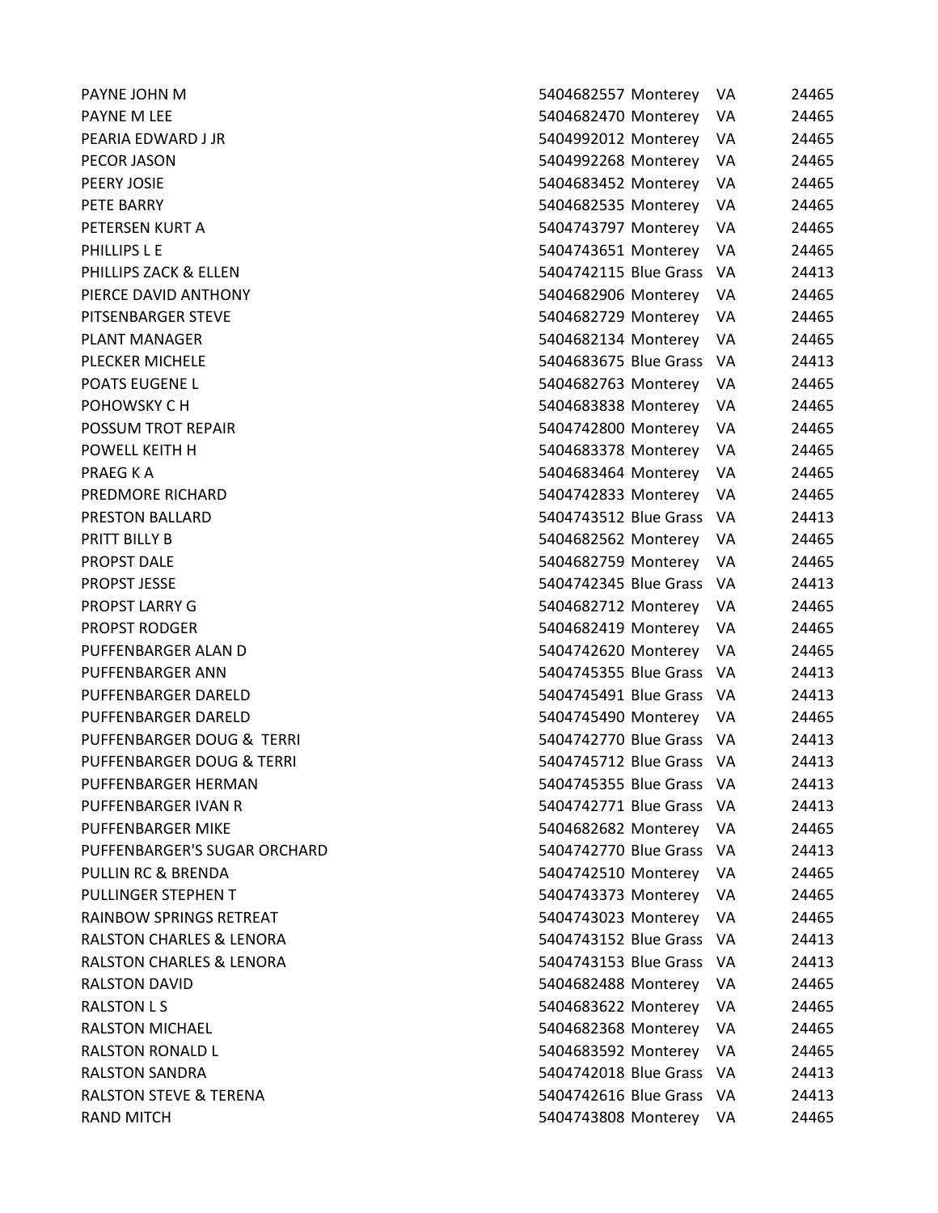| | | | | |
|---|---|---|---|---|
| PAYNE JOHN M | 5404682557 | Monterey | VA | 24465 |
| PAYNE M LEE | 5404682470 | Monterey | VA | 24465 |
| PEARIA EDWARD J JR | 5404992012 | Monterey | VA | 24465 |
| PECOR JASON | 5404992268 | Monterey | VA | 24465 |
| PEERY JOSIE | 5404683452 | Monterey | VA | 24465 |
| PETE BARRY | 5404682535 | Monterey | VA | 24465 |
| PETERSEN KURT A | 5404743797 | Monterey | VA | 24465 |
| PHILLIPS L E | 5404743651 | Monterey | VA | 24465 |
| PHILLIPS ZACK & ELLEN | 5404742115 | Blue Grass | VA | 24413 |
| PIERCE DAVID ANTHONY | 5404682906 | Monterey | VA | 24465 |
| PITSENBARGER STEVE | 5404682729 | Monterey | VA | 24465 |
| PLANT MANAGER | 5404682134 | Monterey | VA | 24465 |
| PLECKER MICHELE | 5404683675 | Blue Grass | VA | 24413 |
| POATS EUGENE L | 5404682763 | Monterey | VA | 24465 |
| POHOWSKY C H | 5404683838 | Monterey | VA | 24465 |
| POSSUM TROT REPAIR | 5404742800 | Monterey | VA | 24465 |
| POWELL KEITH H | 5404683378 | Monterey | VA | 24465 |
| PRAEG K A | 5404683464 | Monterey | VA | 24465 |
| PREDMORE RICHARD | 5404742833 | Monterey | VA | 24465 |
| PRESTON BALLARD | 5404743512 | Blue Grass | VA | 24413 |
| PRITT BILLY B | 5404682562 | Monterey | VA | 24465 |
| PROPST DALE | 5404682759 | Monterey | VA | 24465 |
| PROPST JESSE | 5404742345 | Blue Grass | VA | 24413 |
| PROPST LARRY G | 5404682712 | Monterey | VA | 24465 |
| PROPST RODGER | 5404682419 | Monterey | VA | 24465 |
| PUFFENBARGER ALAN D | 5404742620 | Monterey | VA | 24465 |
| PUFFENBARGER ANN | 5404745355 | Blue Grass | VA | 24413 |
| PUFFENBARGER DARELD | 5404745491 | Blue Grass | VA | 24413 |
| PUFFENBARGER DARELD | 5404745490 | Monterey | VA | 24465 |
| PUFFENBARGER DOUG &  TERRI | 5404742770 | Blue Grass | VA | 24413 |
| PUFFENBARGER DOUG & TERRI | 5404745712 | Blue Grass | VA | 24413 |
| PUFFENBARGER HERMAN | 5404745355 | Blue Grass | VA | 24413 |
| PUFFENBARGER IVAN R | 5404742771 | Blue Grass | VA | 24413 |
| PUFFENBARGER MIKE | 5404682682 | Monterey | VA | 24465 |
| PUFFENBARGER'S SUGAR ORCHARD | 5404742770 | Blue Grass | VA | 24413 |
| PULLIN RC & BRENDA | 5404742510 | Monterey | VA | 24465 |
| PULLINGER STEPHEN T | 5404743373 | Monterey | VA | 24465 |
| RAINBOW SPRINGS RETREAT | 5404743023 | Monterey | VA | 24465 |
| RALSTON CHARLES & LENORA | 5404743152 | Blue Grass | VA | 24413 |
| RALSTON CHARLES & LENORA | 5404743153 | Blue Grass | VA | 24413 |
| RALSTON DAVID | 5404682488 | Monterey | VA | 24465 |
| RALSTON L S | 5404683622 | Monterey | VA | 24465 |
| RALSTON MICHAEL | 5404682368 | Monterey | VA | 24465 |
| RALSTON RONALD L | 5404683592 | Monterey | VA | 24465 |
| RALSTON SANDRA | 5404742018 | Blue Grass | VA | 24413 |
| RALSTON STEVE & TERENA | 5404742616 | Blue Grass | VA | 24413 |
| RAND MITCH | 5404743808 | Monterey | VA | 24465 |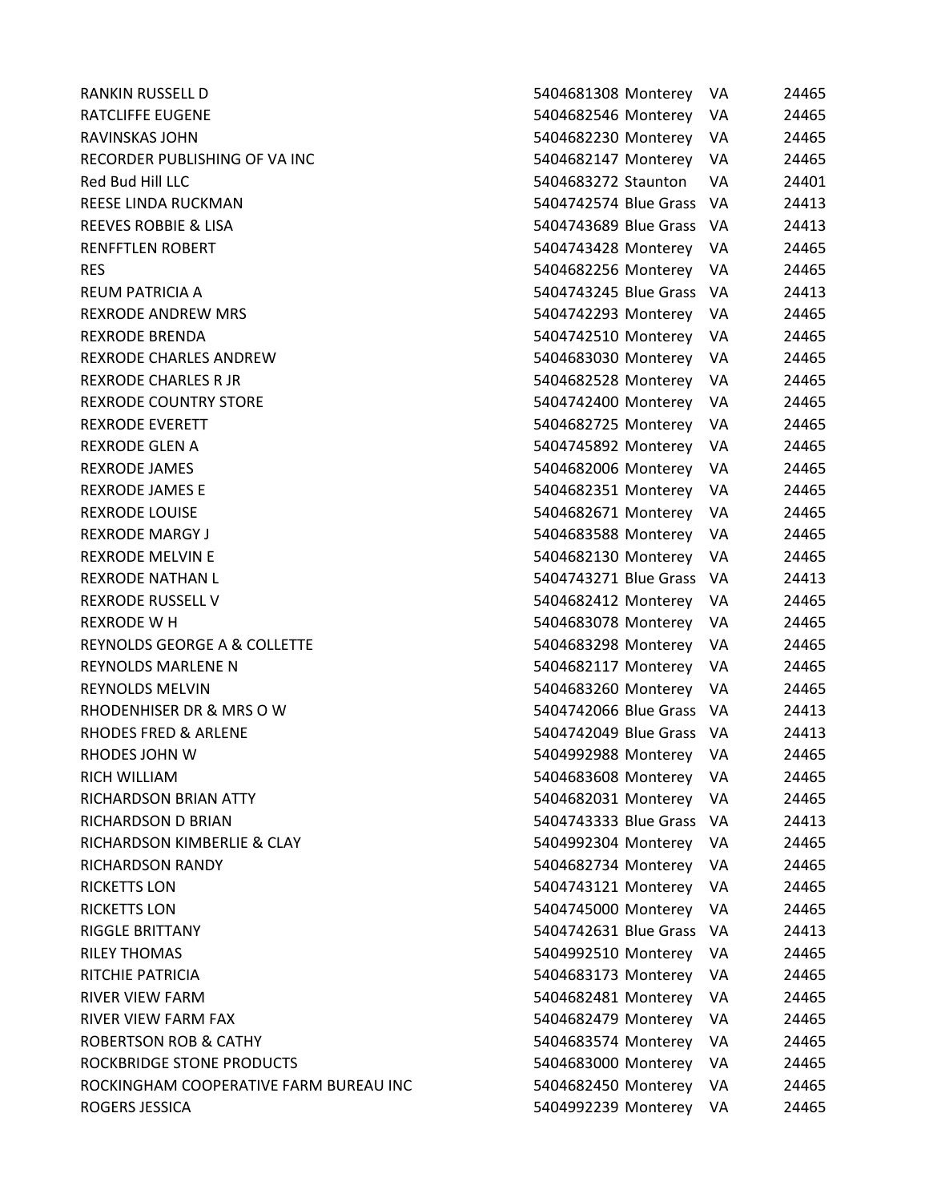| | | | | |
|---|---|---|---|---|
| RANKIN RUSSELL D | 5404681308 | Monterey | VA | 24465 |
| RATCLIFFE EUGENE | 5404682546 | Monterey | VA | 24465 |
| RAVINSKAS JOHN | 5404682230 | Monterey | VA | 24465 |
| RECORDER PUBLISHING OF VA INC | 5404682147 | Monterey | VA | 24465 |
| Red Bud Hill LLC | 5404683272 | Staunton | VA | 24401 |
| REESE LINDA RUCKMAN | 5404742574 | Blue Grass | VA | 24413 |
| REEVES ROBBIE & LISA | 5404743689 | Blue Grass | VA | 24413 |
| RENFFTLEN ROBERT | 5404743428 | Monterey | VA | 24465 |
| RES | 5404682256 | Monterey | VA | 24465 |
| REUM PATRICIA A | 5404743245 | Blue Grass | VA | 24413 |
| REXRODE ANDREW MRS | 5404742293 | Monterey | VA | 24465 |
| REXRODE BRENDA | 5404742510 | Monterey | VA | 24465 |
| REXRODE CHARLES ANDREW | 5404683030 | Monterey | VA | 24465 |
| REXRODE CHARLES R JR | 5404682528 | Monterey | VA | 24465 |
| REXRODE COUNTRY STORE | 5404742400 | Monterey | VA | 24465 |
| REXRODE EVERETT | 5404682725 | Monterey | VA | 24465 |
| REXRODE GLEN A | 5404745892 | Monterey | VA | 24465 |
| REXRODE JAMES | 5404682006 | Monterey | VA | 24465 |
| REXRODE JAMES E | 5404682351 | Monterey | VA | 24465 |
| REXRODE LOUISE | 5404682671 | Monterey | VA | 24465 |
| REXRODE MARGY J | 5404683588 | Monterey | VA | 24465 |
| REXRODE MELVIN E | 5404682130 | Monterey | VA | 24465 |
| REXRODE NATHAN L | 5404743271 | Blue Grass | VA | 24413 |
| REXRODE RUSSELL V | 5404682412 | Monterey | VA | 24465 |
| REXRODE W H | 5404683078 | Monterey | VA | 24465 |
| REYNOLDS GEORGE A & COLLETTE | 5404683298 | Monterey | VA | 24465 |
| REYNOLDS MARLENE N | 5404682117 | Monterey | VA | 24465 |
| REYNOLDS MELVIN | 5404683260 | Monterey | VA | 24465 |
| RHODENHISER DR & MRS O W | 5404742066 | Blue Grass | VA | 24413 |
| RHODES FRED & ARLENE | 5404742049 | Blue Grass | VA | 24413 |
| RHODES JOHN W | 5404992988 | Monterey | VA | 24465 |
| RICH WILLIAM | 5404683608 | Monterey | VA | 24465 |
| RICHARDSON BRIAN ATTY | 5404682031 | Monterey | VA | 24465 |
| RICHARDSON D BRIAN | 5404743333 | Blue Grass | VA | 24413 |
| RICHARDSON KIMBERLIE & CLAY | 5404992304 | Monterey | VA | 24465 |
| RICHARDSON RANDY | 5404682734 | Monterey | VA | 24465 |
| RICKETTS LON | 5404743121 | Monterey | VA | 24465 |
| RICKETTS LON | 5404745000 | Monterey | VA | 24465 |
| RIGGLE BRITTANY | 5404742631 | Blue Grass | VA | 24413 |
| RILEY THOMAS | 5404992510 | Monterey | VA | 24465 |
| RITCHIE PATRICIA | 5404683173 | Monterey | VA | 24465 |
| RIVER VIEW FARM | 5404682481 | Monterey | VA | 24465 |
| RIVER VIEW FARM FAX | 5404682479 | Monterey | VA | 24465 |
| ROBERTSON ROB & CATHY | 5404683574 | Monterey | VA | 24465 |
| ROCKBRIDGE STONE PRODUCTS | 5404683000 | Monterey | VA | 24465 |
| ROCKINGHAM COOPERATIVE FARM BUREAU INC | 5404682450 | Monterey | VA | 24465 |
| ROGERS JESSICA | 5404992239 | Monterey | VA | 24465 |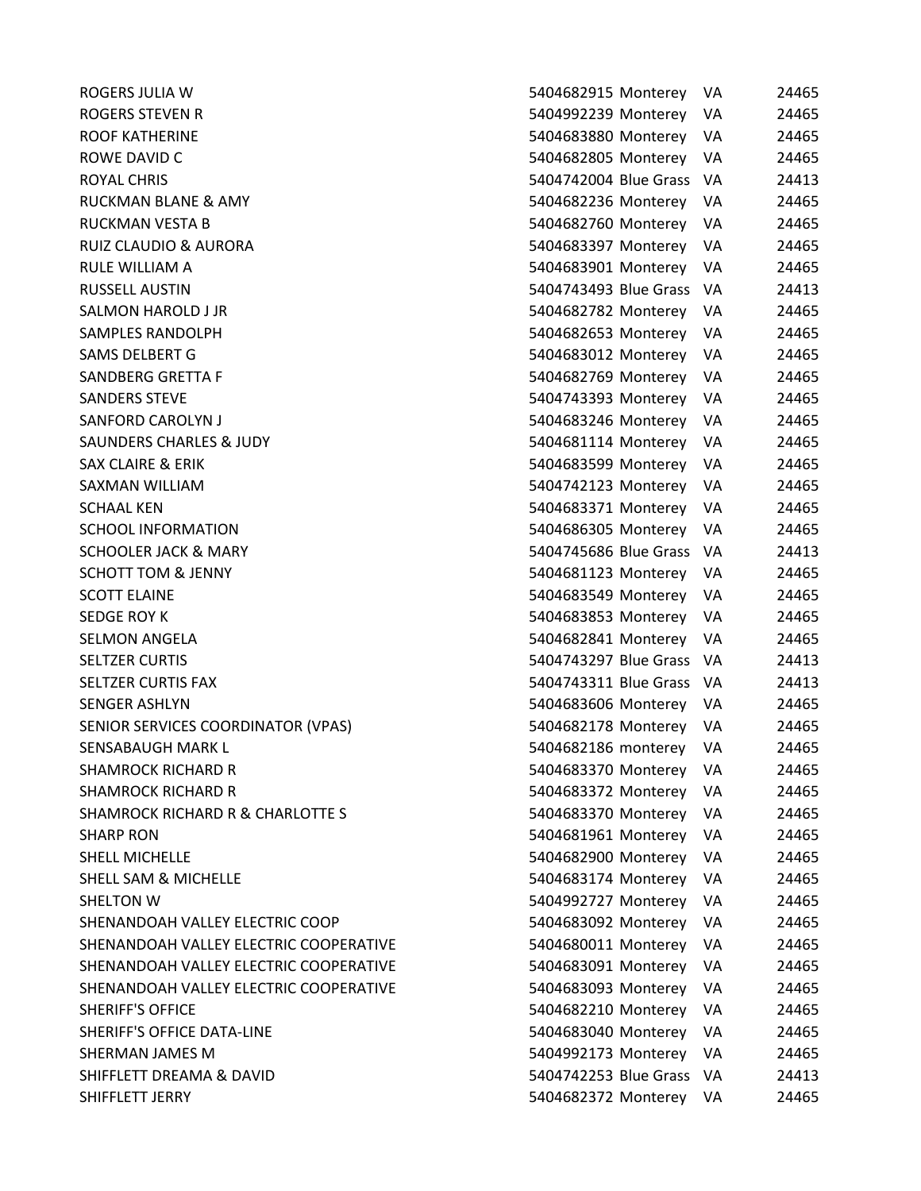| | | | | |
|---|---|---|---|---|
| ROGERS JULIA W | 5404682915 | Monterey | VA | 24465 |
| ROGERS STEVEN R | 5404992239 | Monterey | VA | 24465 |
| ROOF KATHERINE | 5404683880 | Monterey | VA | 24465 |
| ROWE DAVID C | 5404682805 | Monterey | VA | 24465 |
| ROYAL CHRIS | 5404742004 | Blue Grass | VA | 24413 |
| RUCKMAN BLANE & AMY | 5404682236 | Monterey | VA | 24465 |
| RUCKMAN VESTA B | 5404682760 | Monterey | VA | 24465 |
| RUIZ CLAUDIO & AURORA | 5404683397 | Monterey | VA | 24465 |
| RULE WILLIAM A | 5404683901 | Monterey | VA | 24465 |
| RUSSELL AUSTIN | 5404743493 | Blue Grass | VA | 24413 |
| SALMON HAROLD J JR | 5404682782 | Monterey | VA | 24465 |
| SAMPLES RANDOLPH | 5404682653 | Monterey | VA | 24465 |
| SAMS DELBERT G | 5404683012 | Monterey | VA | 24465 |
| SANDBERG GRETTA F | 5404682769 | Monterey | VA | 24465 |
| SANDERS STEVE | 5404743393 | Monterey | VA | 24465 |
| SANFORD CAROLYN J | 5404683246 | Monterey | VA | 24465 |
| SAUNDERS CHARLES & JUDY | 5404681114 | Monterey | VA | 24465 |
| SAX CLAIRE & ERIK | 5404683599 | Monterey | VA | 24465 |
| SAXMAN WILLIAM | 5404742123 | Monterey | VA | 24465 |
| SCHAAL KEN | 5404683371 | Monterey | VA | 24465 |
| SCHOOL INFORMATION | 5404686305 | Monterey | VA | 24465 |
| SCHOOLER JACK & MARY | 5404745686 | Blue Grass | VA | 24413 |
| SCHOTT TOM & JENNY | 5404681123 | Monterey | VA | 24465 |
| SCOTT ELAINE | 5404683549 | Monterey | VA | 24465 |
| SEDGE ROY K | 5404683853 | Monterey | VA | 24465 |
| SELMON ANGELA | 5404682841 | Monterey | VA | 24465 |
| SELTZER CURTIS | 5404743297 | Blue Grass | VA | 24413 |
| SELTZER CURTIS FAX | 5404743311 | Blue Grass | VA | 24413 |
| SENGER ASHLYN | 5404683606 | Monterey | VA | 24465 |
| SENIOR SERVICES COORDINATOR (VPAS) | 5404682178 | Monterey | VA | 24465 |
| SENSABAUGH MARK L | 5404682186 | monterey | VA | 24465 |
| SHAMROCK RICHARD R | 5404683370 | Monterey | VA | 24465 |
| SHAMROCK RICHARD R | 5404683372 | Monterey | VA | 24465 |
| SHAMROCK RICHARD R & CHARLOTTE S | 5404683370 | Monterey | VA | 24465 |
| SHARP RON | 5404681961 | Monterey | VA | 24465 |
| SHELL MICHELLE | 5404682900 | Monterey | VA | 24465 |
| SHELL SAM & MICHELLE | 5404683174 | Monterey | VA | 24465 |
| SHELTON W | 5404992727 | Monterey | VA | 24465 |
| SHENANDOAH VALLEY ELECTRIC COOP | 5404683092 | Monterey | VA | 24465 |
| SHENANDOAH VALLEY ELECTRIC COOPERATIVE | 5404680011 | Monterey | VA | 24465 |
| SHENANDOAH VALLEY ELECTRIC COOPERATIVE | 5404683091 | Monterey | VA | 24465 |
| SHENANDOAH VALLEY ELECTRIC COOPERATIVE | 5404683093 | Monterey | VA | 24465 |
| SHERIFF'S OFFICE | 5404682210 | Monterey | VA | 24465 |
| SHERIFF'S OFFICE DATA-LINE | 5404683040 | Monterey | VA | 24465 |
| SHERMAN JAMES M | 5404992173 | Monterey | VA | 24465 |
| SHIFFLETT DREAMA & DAVID | 5404742253 | Blue Grass | VA | 24413 |
| SHIFFLETT JERRY | 5404682372 | Monterey | VA | 24465 |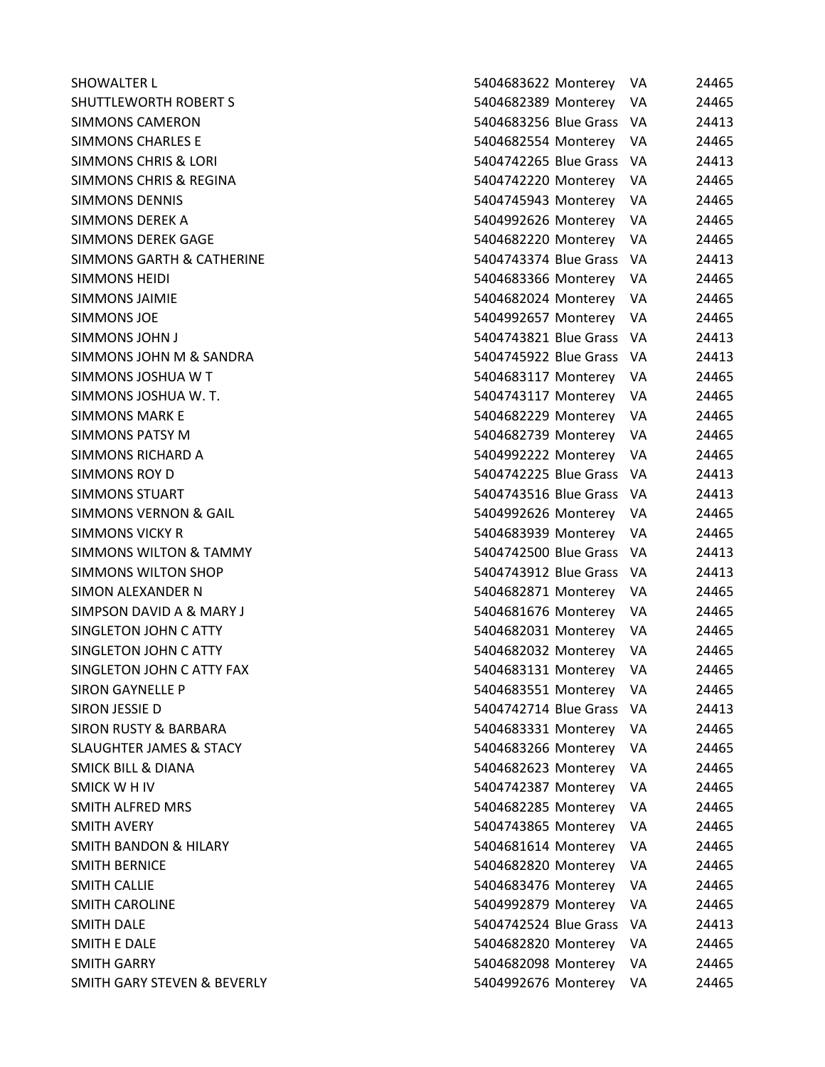| | | | | |
|---|---|---|---|---|
| SHOWALTER L | 5404683622 | Monterey | VA | 24465 |
| SHUTTLEWORTH ROBERT S | 5404682389 | Monterey | VA | 24465 |
| SIMMONS CAMERON | 5404683256 | Blue Grass | VA | 24413 |
| SIMMONS CHARLES E | 5404682554 | Monterey | VA | 24465 |
| SIMMONS CHRIS & LORI | 5404742265 | Blue Grass | VA | 24413 |
| SIMMONS CHRIS & REGINA | 5404742220 | Monterey | VA | 24465 |
| SIMMONS DENNIS | 5404745943 | Monterey | VA | 24465 |
| SIMMONS DEREK A | 5404992626 | Monterey | VA | 24465 |
| SIMMONS DEREK GAGE | 5404682220 | Monterey | VA | 24465 |
| SIMMONS GARTH & CATHERINE | 5404743374 | Blue Grass | VA | 24413 |
| SIMMONS HEIDI | 5404683366 | Monterey | VA | 24465 |
| SIMMONS JAIMIE | 5404682024 | Monterey | VA | 24465 |
| SIMMONS JOE | 5404992657 | Monterey | VA | 24465 |
| SIMMONS JOHN J | 5404743821 | Blue Grass | VA | 24413 |
| SIMMONS JOHN M & SANDRA | 5404745922 | Blue Grass | VA | 24413 |
| SIMMONS JOSHUA W T | 5404683117 | Monterey | VA | 24465 |
| SIMMONS JOSHUA W. T. | 5404743117 | Monterey | VA | 24465 |
| SIMMONS MARK E | 5404682229 | Monterey | VA | 24465 |
| SIMMONS PATSY M | 5404682739 | Monterey | VA | 24465 |
| SIMMONS RICHARD A | 5404992222 | Monterey | VA | 24465 |
| SIMMONS ROY D | 5404742225 | Blue Grass | VA | 24413 |
| SIMMONS STUART | 5404743516 | Blue Grass | VA | 24413 |
| SIMMONS VERNON & GAIL | 5404992626 | Monterey | VA | 24465 |
| SIMMONS VICKY R | 5404683939 | Monterey | VA | 24465 |
| SIMMONS WILTON & TAMMY | 5404742500 | Blue Grass | VA | 24413 |
| SIMMONS WILTON SHOP | 5404743912 | Blue Grass | VA | 24413 |
| SIMON ALEXANDER N | 5404682871 | Monterey | VA | 24465 |
| SIMPSON DAVID A & MARY J | 5404681676 | Monterey | VA | 24465 |
| SINGLETON JOHN C ATTY | 5404682031 | Monterey | VA | 24465 |
| SINGLETON JOHN C ATTY | 5404682032 | Monterey | VA | 24465 |
| SINGLETON JOHN C ATTY FAX | 5404683131 | Monterey | VA | 24465 |
| SIRON GAYNELLE P | 5404683551 | Monterey | VA | 24465 |
| SIRON JESSIE D | 5404742714 | Blue Grass | VA | 24413 |
| SIRON RUSTY & BARBARA | 5404683331 | Monterey | VA | 24465 |
| SLAUGHTER JAMES & STACY | 5404683266 | Monterey | VA | 24465 |
| SMICK BILL & DIANA | 5404682623 | Monterey | VA | 24465 |
| SMICK W H IV | 5404742387 | Monterey | VA | 24465 |
| SMITH ALFRED MRS | 5404682285 | Monterey | VA | 24465 |
| SMITH AVERY | 5404743865 | Monterey | VA | 24465 |
| SMITH BANDON & HILARY | 5404681614 | Monterey | VA | 24465 |
| SMITH BERNICE | 5404682820 | Monterey | VA | 24465 |
| SMITH CALLIE | 5404683476 | Monterey | VA | 24465 |
| SMITH CAROLINE | 5404992879 | Monterey | VA | 24465 |
| SMITH DALE | 5404742524 | Blue Grass | VA | 24413 |
| SMITH E DALE | 5404682820 | Monterey | VA | 24465 |
| SMITH GARRY | 5404682098 | Monterey | VA | 24465 |
| SMITH GARY STEVEN & BEVERLY | 5404992676 | Monterey | VA | 24465 |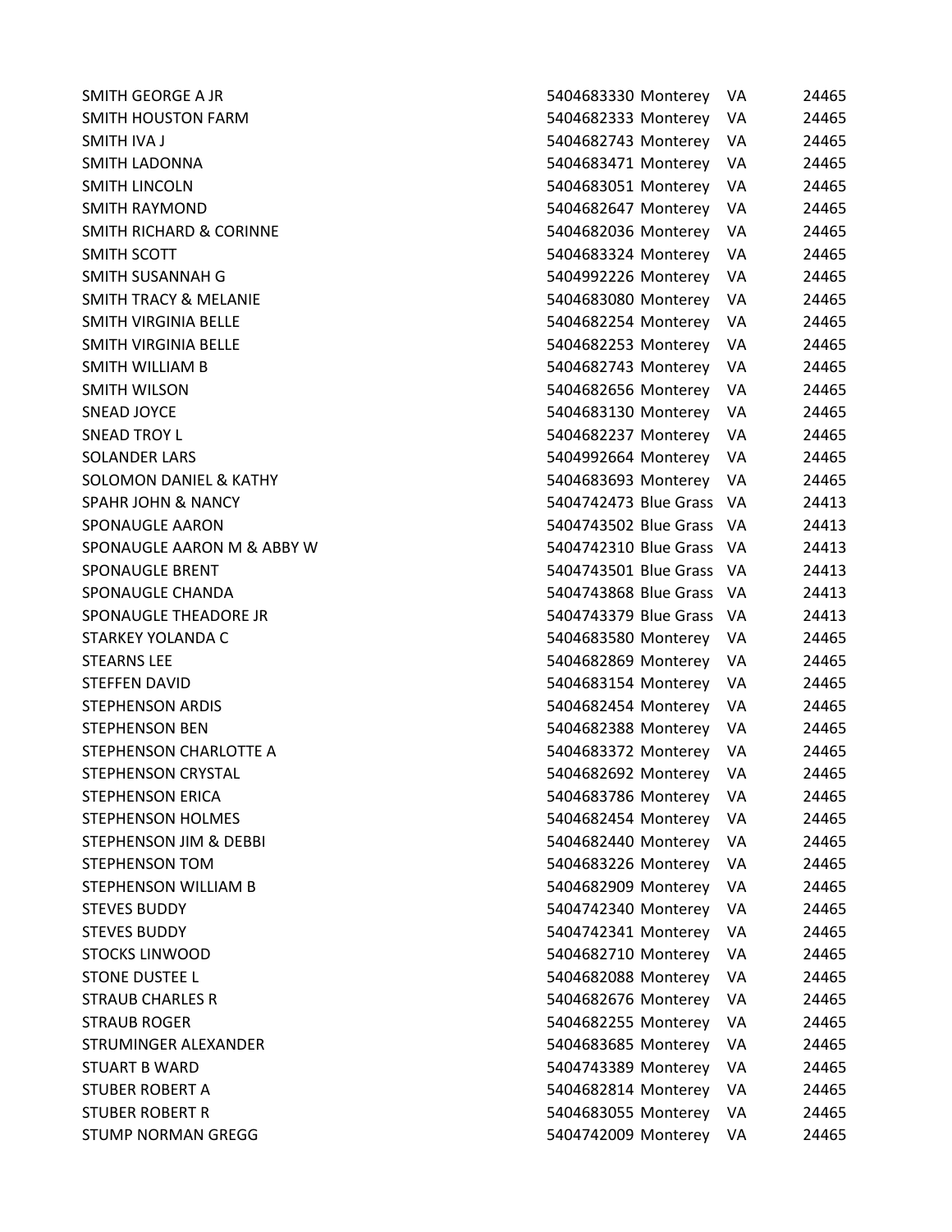| | | | | |
|---|---|---|---|---|
| SMITH GEORGE A JR | 5404683330 | Monterey | VA | 24465 |
| SMITH HOUSTON FARM | 5404682333 | Monterey | VA | 24465 |
| SMITH IVA J | 5404682743 | Monterey | VA | 24465 |
| SMITH LADONNA | 5404683471 | Monterey | VA | 24465 |
| SMITH LINCOLN | 5404683051 | Monterey | VA | 24465 |
| SMITH RAYMOND | 5404682647 | Monterey | VA | 24465 |
| SMITH RICHARD & CORINNE | 5404682036 | Monterey | VA | 24465 |
| SMITH SCOTT | 5404683324 | Monterey | VA | 24465 |
| SMITH SUSANNAH G | 5404992226 | Monterey | VA | 24465 |
| SMITH TRACY & MELANIE | 5404683080 | Monterey | VA | 24465 |
| SMITH VIRGINIA BELLE | 5404682254 | Monterey | VA | 24465 |
| SMITH VIRGINIA BELLE | 5404682253 | Monterey | VA | 24465 |
| SMITH WILLIAM B | 5404682743 | Monterey | VA | 24465 |
| SMITH WILSON | 5404682656 | Monterey | VA | 24465 |
| SNEAD JOYCE | 5404683130 | Monterey | VA | 24465 |
| SNEAD TROY L | 5404682237 | Monterey | VA | 24465 |
| SOLANDER LARS | 5404992664 | Monterey | VA | 24465 |
| SOLOMON DANIEL & KATHY | 5404683693 | Monterey | VA | 24465 |
| SPAHR JOHN & NANCY | 5404742473 | Blue Grass | VA | 24413 |
| SPONAUGLE AARON | 5404743502 | Blue Grass | VA | 24413 |
| SPONAUGLE AARON M & ABBY W | 5404742310 | Blue Grass | VA | 24413 |
| SPONAUGLE BRENT | 5404743501 | Blue Grass | VA | 24413 |
| SPONAUGLE CHANDA | 5404743868 | Blue Grass | VA | 24413 |
| SPONAUGLE THEADORE JR | 5404743379 | Blue Grass | VA | 24413 |
| STARKEY YOLANDA C | 5404683580 | Monterey | VA | 24465 |
| STEARNS LEE | 5404682869 | Monterey | VA | 24465 |
| STEFFEN DAVID | 5404683154 | Monterey | VA | 24465 |
| STEPHENSON ARDIS | 5404682454 | Monterey | VA | 24465 |
| STEPHENSON BEN | 5404682388 | Monterey | VA | 24465 |
| STEPHENSON CHARLOTTE A | 5404683372 | Monterey | VA | 24465 |
| STEPHENSON CRYSTAL | 5404682692 | Monterey | VA | 24465 |
| STEPHENSON ERICA | 5404683786 | Monterey | VA | 24465 |
| STEPHENSON HOLMES | 5404682454 | Monterey | VA | 24465 |
| STEPHENSON JIM & DEBBI | 5404682440 | Monterey | VA | 24465 |
| STEPHENSON TOM | 5404683226 | Monterey | VA | 24465 |
| STEPHENSON WILLIAM B | 5404682909 | Monterey | VA | 24465 |
| STEVES BUDDY | 5404742340 | Monterey | VA | 24465 |
| STEVES BUDDY | 5404742341 | Monterey | VA | 24465 |
| STOCKS LINWOOD | 5404682710 | Monterey | VA | 24465 |
| STONE DUSTEE L | 5404682088 | Monterey | VA | 24465 |
| STRAUB CHARLES R | 5404682676 | Monterey | VA | 24465 |
| STRAUB ROGER | 5404682255 | Monterey | VA | 24465 |
| STRUMINGER ALEXANDER | 5404683685 | Monterey | VA | 24465 |
| STUART B WARD | 5404743389 | Monterey | VA | 24465 |
| STUBER ROBERT A | 5404682814 | Monterey | VA | 24465 |
| STUBER ROBERT R | 5404683055 | Monterey | VA | 24465 |
| STUMP NORMAN GREGG | 5404742009 | Monterey | VA | 24465 |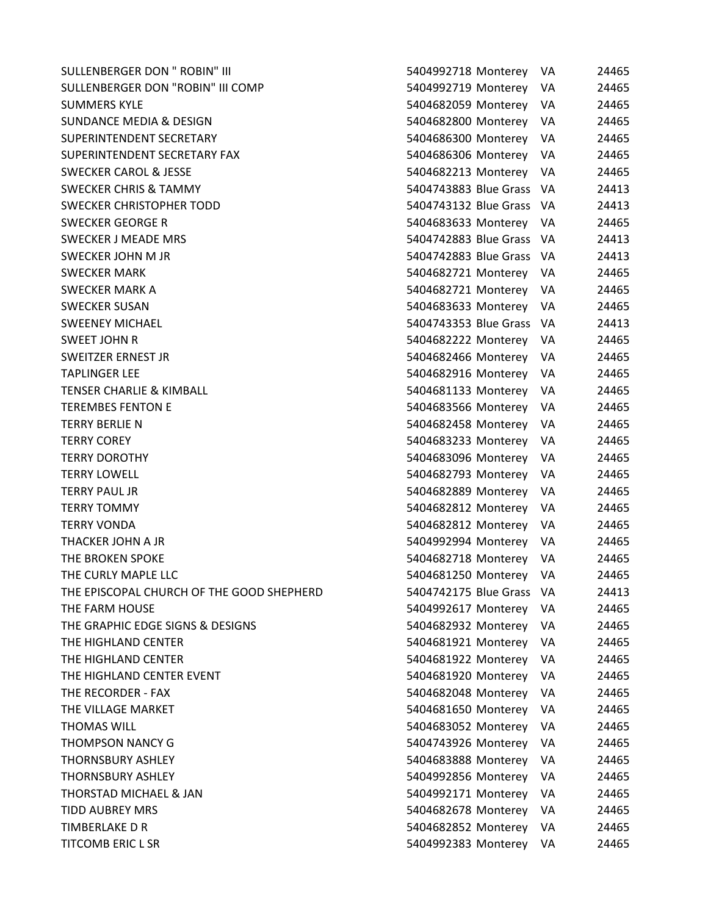| | | | | |
|---|---|---|---|---|
| SULLENBERGER DON " ROBIN" III | 5404992718 | Monterey | VA | 24465 |
| SULLENBERGER DON "ROBIN" III COMP | 5404992719 | Monterey | VA | 24465 |
| SUMMERS KYLE | 5404682059 | Monterey | VA | 24465 |
| SUNDANCE MEDIA & DESIGN | 5404682800 | Monterey | VA | 24465 |
| SUPERINTENDENT SECRETARY | 5404686300 | Monterey | VA | 24465 |
| SUPERINTENDENT SECRETARY FAX | 5404686306 | Monterey | VA | 24465 |
| SWECKER CAROL & JESSE | 5404682213 | Monterey | VA | 24465 |
| SWECKER CHRIS & TAMMY | 5404743883 | Blue Grass | VA | 24413 |
| SWECKER CHRISTOPHER TODD | 5404743132 | Blue Grass | VA | 24413 |
| SWECKER GEORGE R | 5404683633 | Monterey | VA | 24465 |
| SWECKER J MEADE MRS | 5404742883 | Blue Grass | VA | 24413 |
| SWECKER JOHN M JR | 5404742883 | Blue Grass | VA | 24413 |
| SWECKER MARK | 5404682721 | Monterey | VA | 24465 |
| SWECKER MARK A | 5404682721 | Monterey | VA | 24465 |
| SWECKER SUSAN | 5404683633 | Monterey | VA | 24465 |
| SWEENEY MICHAEL | 5404743353 | Blue Grass | VA | 24413 |
| SWEET JOHN R | 5404682222 | Monterey | VA | 24465 |
| SWEITZER ERNEST JR | 5404682466 | Monterey | VA | 24465 |
| TAPLINGER LEE | 5404682916 | Monterey | VA | 24465 |
| TENSER CHARLIE & KIMBALL | 5404681133 | Monterey | VA | 24465 |
| TEREMBES FENTON E | 5404683566 | Monterey | VA | 24465 |
| TERRY BERLIE N | 5404682458 | Monterey | VA | 24465 |
| TERRY COREY | 5404683233 | Monterey | VA | 24465 |
| TERRY DOROTHY | 5404683096 | Monterey | VA | 24465 |
| TERRY LOWELL | 5404682793 | Monterey | VA | 24465 |
| TERRY PAUL JR | 5404682889 | Monterey | VA | 24465 |
| TERRY TOMMY | 5404682812 | Monterey | VA | 24465 |
| TERRY VONDA | 5404682812 | Monterey | VA | 24465 |
| THACKER JOHN A JR | 5404992994 | Monterey | VA | 24465 |
| THE BROKEN SPOKE | 5404682718 | Monterey | VA | 24465 |
| THE CURLY MAPLE LLC | 5404681250 | Monterey | VA | 24465 |
| THE EPISCOPAL CHURCH OF THE GOOD SHEPHERD | 5404742175 | Blue Grass | VA | 24413 |
| THE FARM HOUSE | 5404992617 | Monterey | VA | 24465 |
| THE GRAPHIC EDGE SIGNS & DESIGNS | 5404682932 | Monterey | VA | 24465 |
| THE HIGHLAND CENTER | 5404681921 | Monterey | VA | 24465 |
| THE HIGHLAND CENTER | 5404681922 | Monterey | VA | 24465 |
| THE HIGHLAND CENTER EVENT | 5404681920 | Monterey | VA | 24465 |
| THE RECORDER - FAX | 5404682048 | Monterey | VA | 24465 |
| THE VILLAGE MARKET | 5404681650 | Monterey | VA | 24465 |
| THOMAS WILL | 5404683052 | Monterey | VA | 24465 |
| THOMPSON NANCY G | 5404743926 | Monterey | VA | 24465 |
| THORNSBURY ASHLEY | 5404683888 | Monterey | VA | 24465 |
| THORNSBURY ASHLEY | 5404992856 | Monterey | VA | 24465 |
| THORSTAD MICHAEL & JAN | 5404992171 | Monterey | VA | 24465 |
| TIDD AUBREY MRS | 5404682678 | Monterey | VA | 24465 |
| TIMBERLAKE D R | 5404682852 | Monterey | VA | 24465 |
| TITCOMB ERIC L SR | 5404992383 | Monterey | VA | 24465 |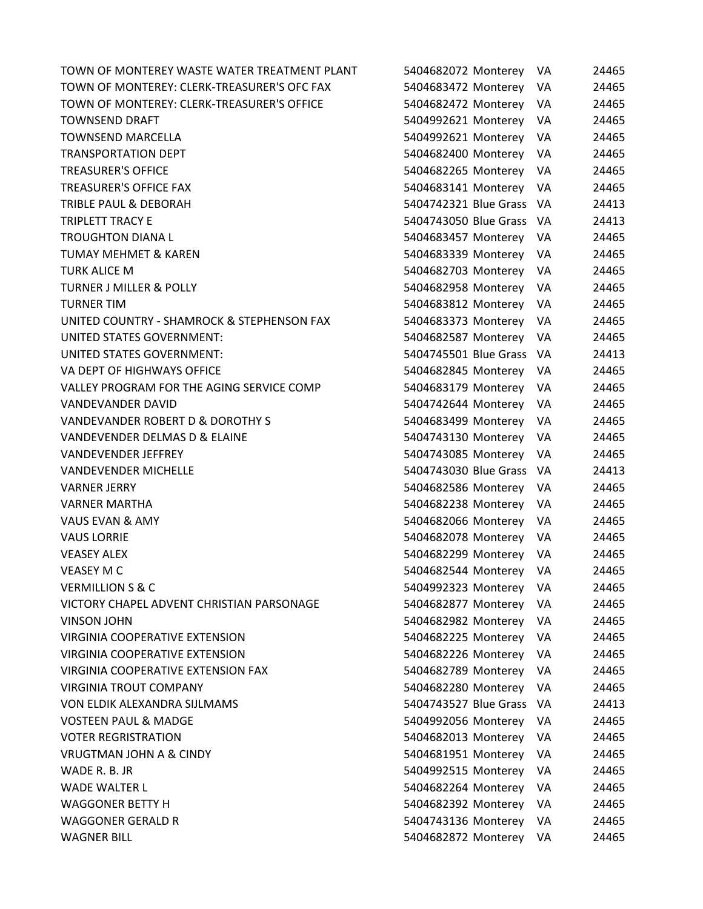| | | | | |
|---|---|---|---|---|
| TOWN OF MONTEREY WASTE WATER TREATMENT PLANT | 5404682072 | Monterey | VA | 24465 |
| TOWN OF MONTEREY: CLERK-TREASURER'S OFC FAX | 5404683472 | Monterey | VA | 24465 |
| TOWN OF MONTEREY: CLERK-TREASURER'S OFFICE | 5404682472 | Monterey | VA | 24465 |
| TOWNSEND DRAFT | 5404992621 | Monterey | VA | 24465 |
| TOWNSEND MARCELLA | 5404992621 | Monterey | VA | 24465 |
| TRANSPORTATION DEPT | 5404682400 | Monterey | VA | 24465 |
| TREASURER'S OFFICE | 5404682265 | Monterey | VA | 24465 |
| TREASURER'S OFFICE FAX | 5404683141 | Monterey | VA | 24465 |
| TRIBLE PAUL & DEBORAH | 5404742321 | Blue Grass | VA | 24413 |
| TRIPLETT TRACY E | 5404743050 | Blue Grass | VA | 24413 |
| TROUGHTON DIANA L | 5404683457 | Monterey | VA | 24465 |
| TUMAY MEHMET & KAREN | 5404683339 | Monterey | VA | 24465 |
| TURK ALICE M | 5404682703 | Monterey | VA | 24465 |
| TURNER J MILLER & POLLY | 5404682958 | Monterey | VA | 24465 |
| TURNER TIM | 5404683812 | Monterey | VA | 24465 |
| UNITED COUNTRY - SHAMROCK & STEPHENSON FAX | 5404683373 | Monterey | VA | 24465 |
| UNITED STATES GOVERNMENT: | 5404682587 | Monterey | VA | 24465 |
| UNITED STATES GOVERNMENT: | 5404745501 | Blue Grass | VA | 24413 |
| VA DEPT OF HIGHWAYS OFFICE | 5404682845 | Monterey | VA | 24465 |
| VALLEY PROGRAM FOR THE AGING SERVICE COMP | 5404683179 | Monterey | VA | 24465 |
| VANDEVANDER DAVID | 5404742644 | Monterey | VA | 24465 |
| VANDEVANDER ROBERT D & DOROTHY S | 5404683499 | Monterey | VA | 24465 |
| VANDEVENDER DELMAS D & ELAINE | 5404743130 | Monterey | VA | 24465 |
| VANDEVENDER JEFFREY | 5404743085 | Monterey | VA | 24465 |
| VANDEVENDER MICHELLE | 5404743030 | Blue Grass | VA | 24413 |
| VARNER JERRY | 5404682586 | Monterey | VA | 24465 |
| VARNER MARTHA | 5404682238 | Monterey | VA | 24465 |
| VAUS EVAN & AMY | 5404682066 | Monterey | VA | 24465 |
| VAUS LORRIE | 5404682078 | Monterey | VA | 24465 |
| VEASEY ALEX | 5404682299 | Monterey | VA | 24465 |
| VEASEY M C | 5404682544 | Monterey | VA | 24465 |
| VERMILLION S & C | 5404992323 | Monterey | VA | 24465 |
| VICTORY CHAPEL ADVENT CHRISTIAN PARSONAGE | 5404682877 | Monterey | VA | 24465 |
| VINSON JOHN | 5404682982 | Monterey | VA | 24465 |
| VIRGINIA COOPERATIVE EXTENSION | 5404682225 | Monterey | VA | 24465 |
| VIRGINIA COOPERATIVE EXTENSION | 5404682226 | Monterey | VA | 24465 |
| VIRGINIA COOPERATIVE EXTENSION FAX | 5404682789 | Monterey | VA | 24465 |
| VIRGINIA TROUT COMPANY | 5404682280 | Monterey | VA | 24465 |
| VON ELDIK ALEXANDRA SIJLMAMS | 5404743527 | Blue Grass | VA | 24413 |
| VOSTEEN PAUL & MADGE | 5404992056 | Monterey | VA | 24465 |
| VOTER REGRISTRATION | 5404682013 | Monterey | VA | 24465 |
| VRUGTMAN JOHN A & CINDY | 5404681951 | Monterey | VA | 24465 |
| WADE R. B. JR | 5404992515 | Monterey | VA | 24465 |
| WADE WALTER L | 5404682264 | Monterey | VA | 24465 |
| WAGGONER BETTY H | 5404682392 | Monterey | VA | 24465 |
| WAGGONER GERALD R | 5404743136 | Monterey | VA | 24465 |
| WAGNER BILL | 5404682872 | Monterey | VA | 24465 |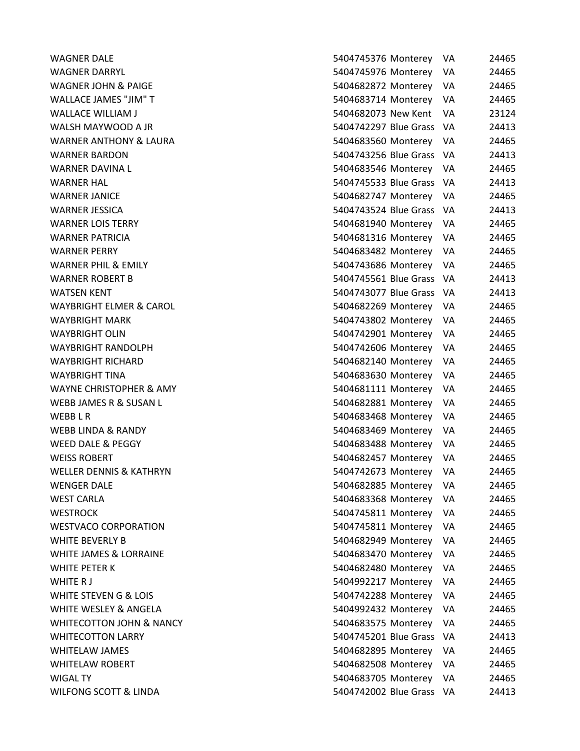| | | | | |
|---|---|---|---|---|
| WAGNER DALE | 5404745376 | Monterey | VA | 24465 |
| WAGNER DARRYL | 5404745976 | Monterey | VA | 24465 |
| WAGNER JOHN & PAIGE | 5404682872 | Monterey | VA | 24465 |
| WALLACE JAMES "JIM" T | 5404683714 | Monterey | VA | 24465 |
| WALLACE WILLIAM J | 5404682073 | New Kent | VA | 23124 |
| WALSH MAYWOOD A JR | 5404742297 | Blue Grass | VA | 24413 |
| WARNER ANTHONY & LAURA | 5404683560 | Monterey | VA | 24465 |
| WARNER BARDON | 5404743256 | Blue Grass | VA | 24413 |
| WARNER DAVINA L | 5404683546 | Monterey | VA | 24465 |
| WARNER HAL | 5404745533 | Blue Grass | VA | 24413 |
| WARNER JANICE | 5404682747 | Monterey | VA | 24465 |
| WARNER JESSICA | 5404743524 | Blue Grass | VA | 24413 |
| WARNER LOIS TERRY | 5404681940 | Monterey | VA | 24465 |
| WARNER PATRICIA | 5404681316 | Monterey | VA | 24465 |
| WARNER PERRY | 5404683482 | Monterey | VA | 24465 |
| WARNER PHIL & EMILY | 5404743686 | Monterey | VA | 24465 |
| WARNER ROBERT B | 5404745561 | Blue Grass | VA | 24413 |
| WATSEN KENT | 5404743077 | Blue Grass | VA | 24413 |
| WAYBRIGHT ELMER & CAROL | 5404682269 | Monterey | VA | 24465 |
| WAYBRIGHT MARK | 5404743802 | Monterey | VA | 24465 |
| WAYBRIGHT OLIN | 5404742901 | Monterey | VA | 24465 |
| WAYBRIGHT RANDOLPH | 5404742606 | Monterey | VA | 24465 |
| WAYBRIGHT RICHARD | 5404682140 | Monterey | VA | 24465 |
| WAYBRIGHT TINA | 5404683630 | Monterey | VA | 24465 |
| WAYNE CHRISTOPHER & AMY | 5404681111 | Monterey | VA | 24465 |
| WEBB JAMES R & SUSAN L | 5404682881 | Monterey | VA | 24465 |
| WEBB L R | 5404683468 | Monterey | VA | 24465 |
| WEBB LINDA & RANDY | 5404683469 | Monterey | VA | 24465 |
| WEED DALE & PEGGY | 5404683488 | Monterey | VA | 24465 |
| WEISS ROBERT | 5404682457 | Monterey | VA | 24465 |
| WELLER DENNIS & KATHRYN | 5404742673 | Monterey | VA | 24465 |
| WENGER DALE | 5404682885 | Monterey | VA | 24465 |
| WEST CARLA | 5404683368 | Monterey | VA | 24465 |
| WESTROCK | 5404745811 | Monterey | VA | 24465 |
| WESTVACO CORPORATION | 5404745811 | Monterey | VA | 24465 |
| WHITE BEVERLY B | 5404682949 | Monterey | VA | 24465 |
| WHITE JAMES & LORRAINE | 5404683470 | Monterey | VA | 24465 |
| WHITE PETER K | 5404682480 | Monterey | VA | 24465 |
| WHITE R J | 5404992217 | Monterey | VA | 24465 |
| WHITE STEVEN G & LOIS | 5404742288 | Monterey | VA | 24465 |
| WHITE WESLEY & ANGELA | 5404992432 | Monterey | VA | 24465 |
| WHITECOTTON JOHN & NANCY | 5404683575 | Monterey | VA | 24465 |
| WHITECOTTON LARRY | 5404745201 | Blue Grass | VA | 24413 |
| WHITELAW JAMES | 5404682895 | Monterey | VA | 24465 |
| WHITELAW ROBERT | 5404682508 | Monterey | VA | 24465 |
| WIGAL TY | 5404683705 | Monterey | VA | 24465 |
| WILFONG SCOTT & LINDA | 5404742002 | Blue Grass | VA | 24413 |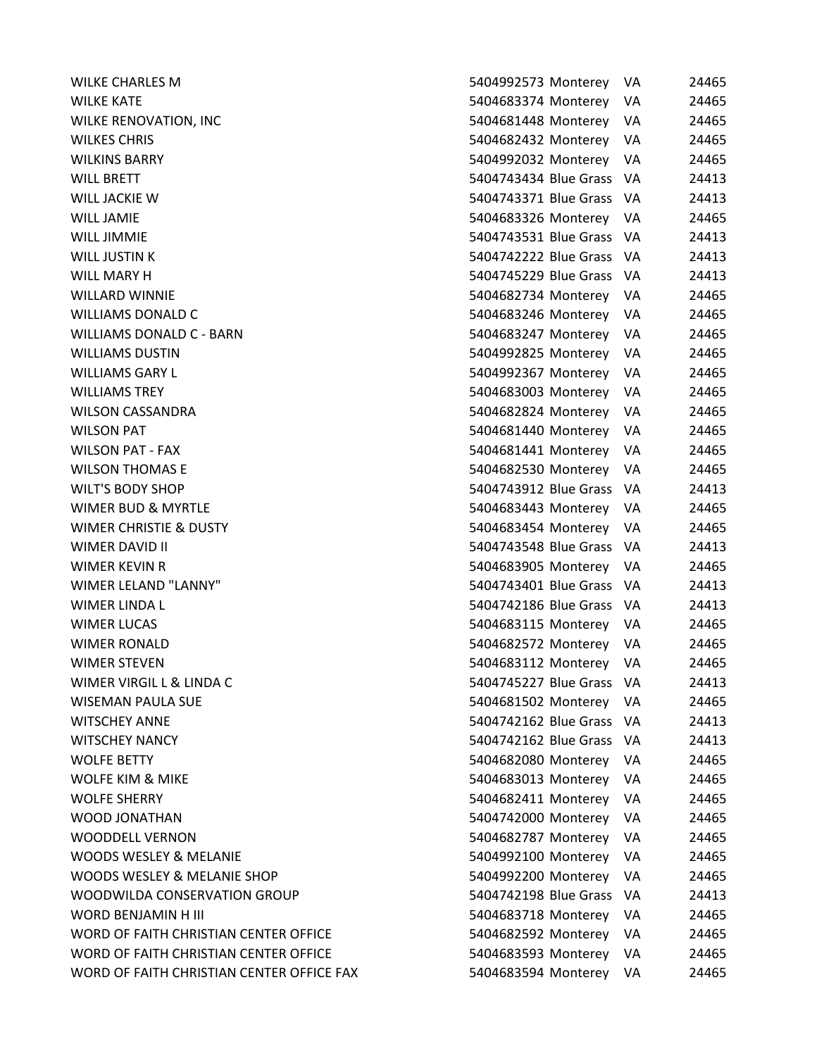| | | | | |
|---|---|---|---|---|
| WILKE CHARLES M | 5404992573 | Monterey | VA | 24465 |
| WILKE KATE | 5404683374 | Monterey | VA | 24465 |
| WILKE RENOVATION, INC | 5404681448 | Monterey | VA | 24465 |
| WILKES CHRIS | 5404682432 | Monterey | VA | 24465 |
| WILKINS BARRY | 5404992032 | Monterey | VA | 24465 |
| WILL BRETT | 5404743434 | Blue Grass | VA | 24413 |
| WILL JACKIE W | 5404743371 | Blue Grass | VA | 24413 |
| WILL JAMIE | 5404683326 | Monterey | VA | 24465 |
| WILL JIMMIE | 5404743531 | Blue Grass | VA | 24413 |
| WILL JUSTIN K | 5404742222 | Blue Grass | VA | 24413 |
| WILL MARY H | 5404745229 | Blue Grass | VA | 24413 |
| WILLARD WINNIE | 5404682734 | Monterey | VA | 24465 |
| WILLIAMS DONALD C | 5404683246 | Monterey | VA | 24465 |
| WILLIAMS DONALD C - BARN | 5404683247 | Monterey | VA | 24465 |
| WILLIAMS DUSTIN | 5404992825 | Monterey | VA | 24465 |
| WILLIAMS GARY L | 5404992367 | Monterey | VA | 24465 |
| WILLIAMS TREY | 5404683003 | Monterey | VA | 24465 |
| WILSON CASSANDRA | 5404682824 | Monterey | VA | 24465 |
| WILSON PAT | 5404681440 | Monterey | VA | 24465 |
| WILSON PAT - FAX | 5404681441 | Monterey | VA | 24465 |
| WILSON THOMAS E | 5404682530 | Monterey | VA | 24465 |
| WILT'S BODY SHOP | 5404743912 | Blue Grass | VA | 24413 |
| WIMER BUD & MYRTLE | 5404683443 | Monterey | VA | 24465 |
| WIMER CHRISTIE & DUSTY | 5404683454 | Monterey | VA | 24465 |
| WIMER DAVID II | 5404743548 | Blue Grass | VA | 24413 |
| WIMER KEVIN R | 5404683905 | Monterey | VA | 24465 |
| WIMER LELAND "LANNY" | 5404743401 | Blue Grass | VA | 24413 |
| WIMER LINDA L | 5404742186 | Blue Grass | VA | 24413 |
| WIMER LUCAS | 5404683115 | Monterey | VA | 24465 |
| WIMER RONALD | 5404682572 | Monterey | VA | 24465 |
| WIMER STEVEN | 5404683112 | Monterey | VA | 24465 |
| WIMER VIRGIL L & LINDA C | 5404745227 | Blue Grass | VA | 24413 |
| WISEMAN PAULA SUE | 5404681502 | Monterey | VA | 24465 |
| WITSCHEY ANNE | 5404742162 | Blue Grass | VA | 24413 |
| WITSCHEY NANCY | 5404742162 | Blue Grass | VA | 24413 |
| WOLFE BETTY | 5404682080 | Monterey | VA | 24465 |
| WOLFE KIM & MIKE | 5404683013 | Monterey | VA | 24465 |
| WOLFE SHERRY | 5404682411 | Monterey | VA | 24465 |
| WOOD JONATHAN | 5404742000 | Monterey | VA | 24465 |
| WOODDELL VERNON | 5404682787 | Monterey | VA | 24465 |
| WOODS WESLEY & MELANIE | 5404992100 | Monterey | VA | 24465 |
| WOODS WESLEY & MELANIE SHOP | 5404992200 | Monterey | VA | 24465 |
| WOODWILDA CONSERVATION GROUP | 5404742198 | Blue Grass | VA | 24413 |
| WORD BENJAMIN H III | 5404683718 | Monterey | VA | 24465 |
| WORD OF FAITH CHRISTIAN CENTER OFFICE | 5404682592 | Monterey | VA | 24465 |
| WORD OF FAITH CHRISTIAN CENTER OFFICE | 5404683593 | Monterey | VA | 24465 |
| WORD OF FAITH CHRISTIAN CENTER OFFICE FAX | 5404683594 | Monterey | VA | 24465 |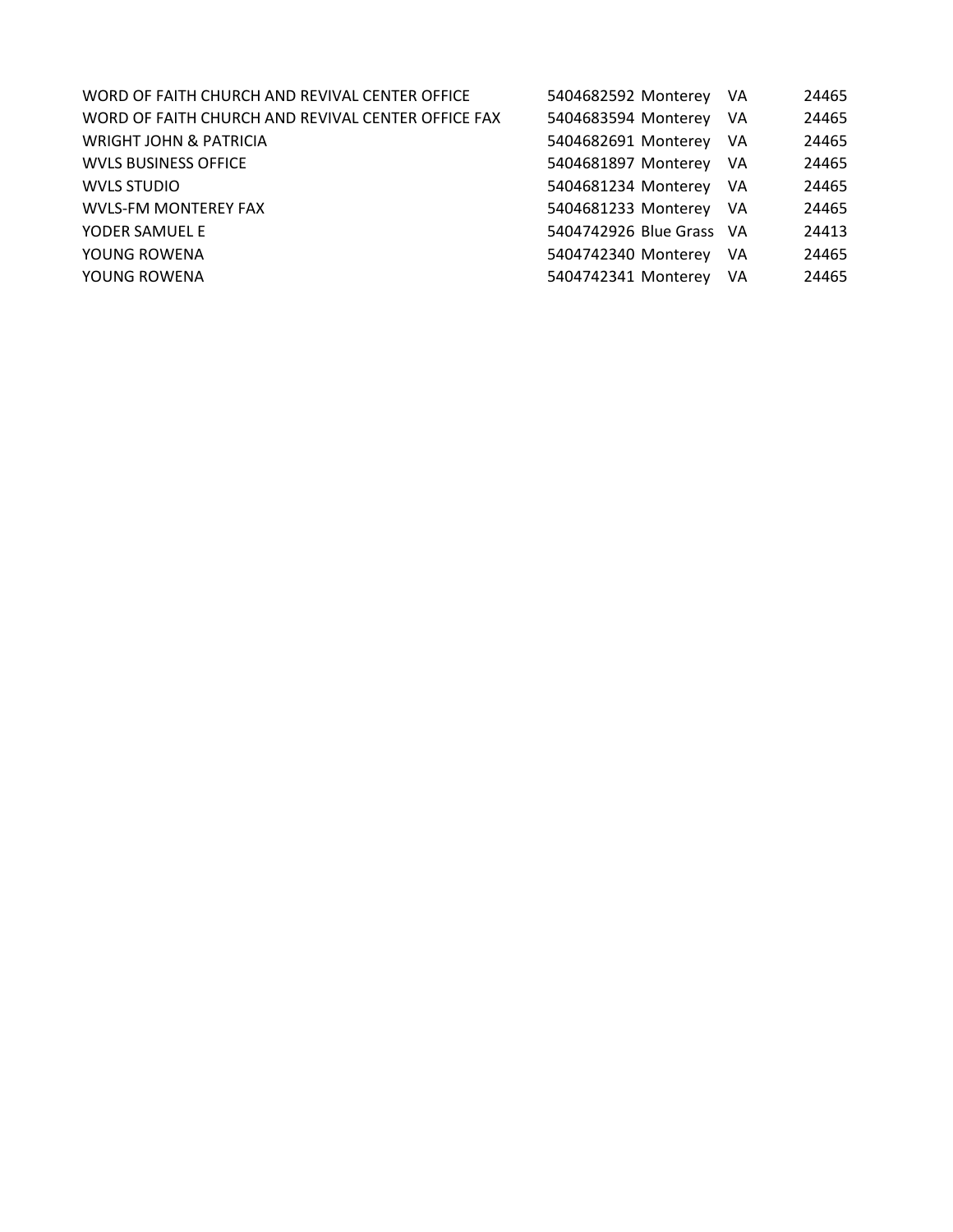| | | | | |
|---|---|---|---|---|
| WORD OF FAITH CHURCH AND REVIVAL CENTER OFFICE | 5404682592 | Monterey | VA | 24465 |
| WORD OF FAITH CHURCH AND REVIVAL CENTER OFFICE FAX | 5404683594 | Monterey | VA | 24465 |
| WRIGHT JOHN & PATRICIA | 5404682691 | Monterey | VA | 24465 |
| WVLS BUSINESS OFFICE | 5404681897 | Monterey | VA | 24465 |
| WVLS STUDIO | 5404681234 | Monterey | VA | 24465 |
| WVLS-FM MONTEREY FAX | 5404681233 | Monterey | VA | 24465 |
| YODER SAMUEL E | 5404742926 | Blue Grass | VA | 24413 |
| YOUNG ROWENA | 5404742340 | Monterey | VA | 24465 |
| YOUNG ROWENA | 5404742341 | Monterey | VA | 24465 |